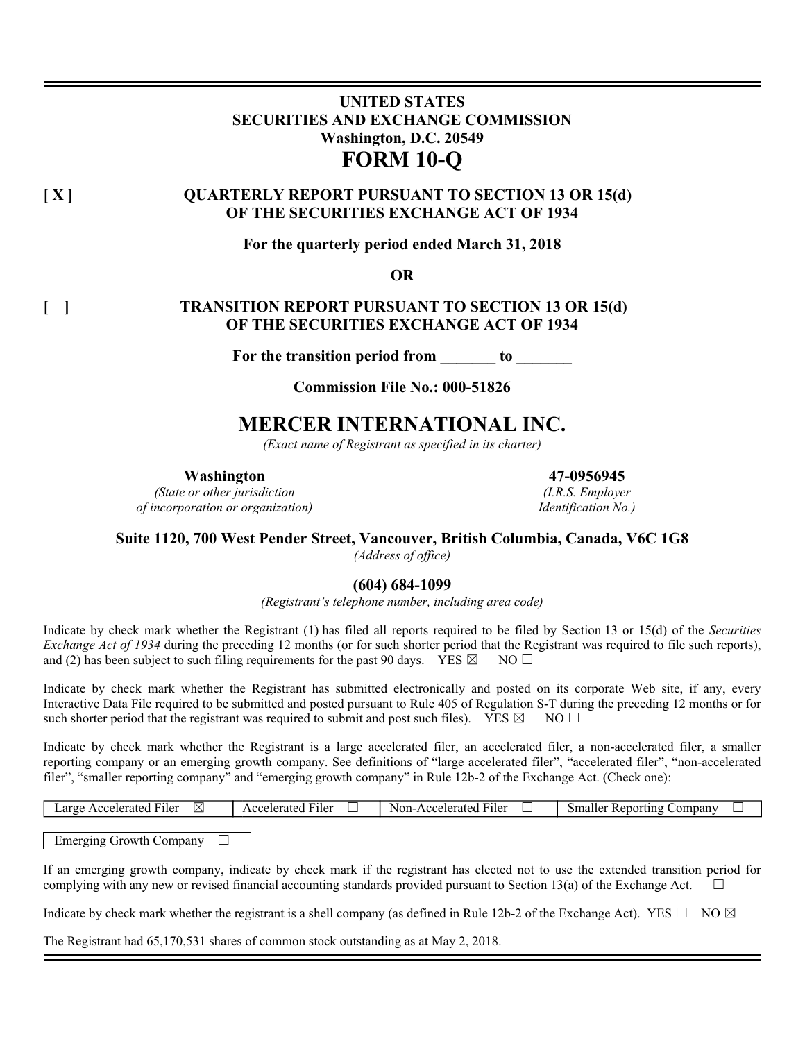# UNITED STATES
# SECURITIES AND EXCHANGE COMMISSION
**Washington, D.C. 20549**

# FORM 10-Q

**[ X ]** **QUARTERLY REPORT PURSUANT TO SECTION 13 OR 15(d) OF THE SECURITIES EXCHANGE ACT OF 1934**

**For the quarterly period ended March 31, 2018**

**OR**

**[ ]** **TRANSITION REPORT PURSUANT TO SECTION 13 OR 15(d) OF THE SECURITIES EXCHANGE ACT OF 1934**

**For the transition period from _______ to _______**

**Commission File No.: 000-51826**

# MERCER INTERNATIONAL INC.
*(Exact name of Registrant as specified in its charter)*

| **Washington** | **47-0956945** |
|---|---|
| *(State or other jurisdiction of incorporation or organization)* | *(I.R.S. Employer Identification No.)* |

**Suite 1120, 700 West Pender Street, Vancouver, British Columbia, Canada, V6C 1G8**
*(Address of office)*

**(604) 684-1099**
*(Registrant's telephone number, including area code)*

Indicate by check mark whether the Registrant (1) has filed all reports required to be filed by Section 13 or 15(d) of the *Securities Exchange Act of 1934* during the preceding 12 months (or for such shorter period that the Registrant was required to file such reports), and (2) has been subject to such filing requirements for the past 90 days. YES ☒ NO ☐

Indicate by check mark whether the Registrant has submitted electronically and posted on its corporate Web site, if any, every Interactive Data File required to be submitted and posted pursuant to Rule 405 of Regulation S-T during the preceding 12 months or for such shorter period that the registrant was required to submit and post such files). YES ☒ NO ☐

Indicate by check mark whether the Registrant is a large accelerated filer, an accelerated filer, a non-accelerated filer, a smaller reporting company or an emerging growth company. See definitions of "large accelerated filer", "accelerated filer", "non-accelerated filer", "smaller reporting company" and "emerging growth company" in Rule 12b-2 of the Exchange Act. (Check one):

| Large Accelerated Filer ☒ | Accelerated Filer ☐ | Non-Accelerated Filer ☐ | Smaller Reporting Company ☐ |
|---|---|---|---|

| Emerging Growth Company ☐ |
|---|

If an emerging growth company, indicate by check mark if the registrant has elected not to use the extended transition period for complying with any new or revised financial accounting standards provided pursuant to Section 13(a) of the Exchange Act. ☐

Indicate by check mark whether the registrant is a shell company (as defined in Rule 12b-2 of the Exchange Act). YES ☐ NO ☒

The Registrant had 65,170,531 shares of common stock outstanding as at May 2, 2018.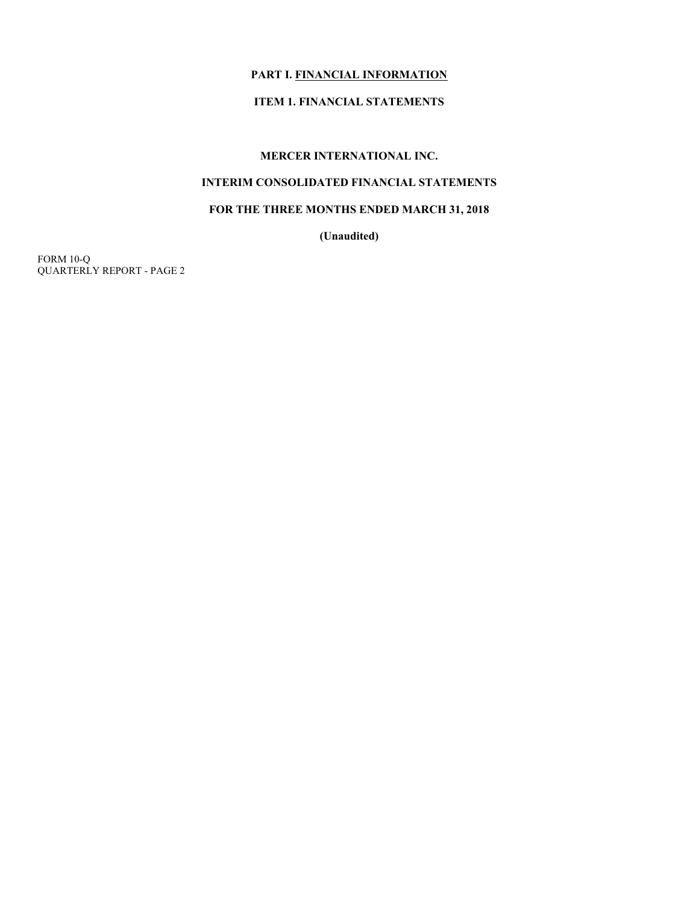# PART I. FINANCIAL INFORMATION

## ITEM 1. FINANCIAL STATEMENTS

## MERCER INTERNATIONAL INC.

## INTERIM CONSOLIDATED FINANCIAL STATEMENTS

## FOR THE THREE MONTHS ENDED MARCH 31, 2018

**(Unaudited)**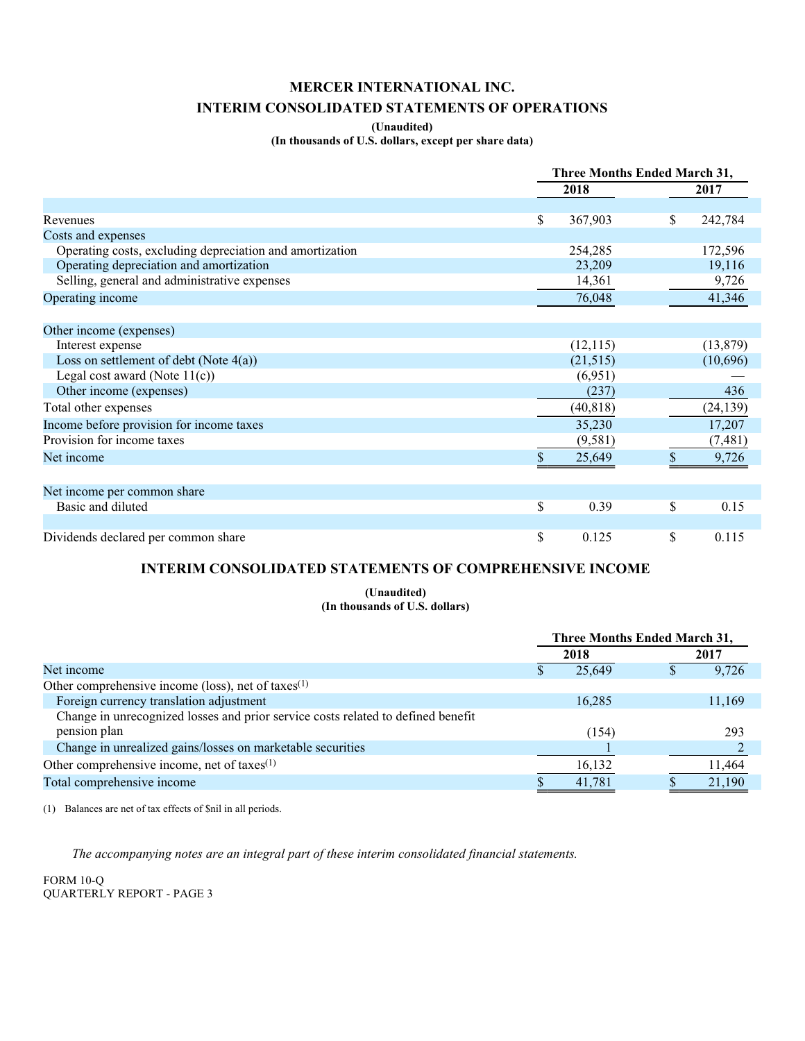# MERCER INTERNATIONAL INC.

## INTERIM CONSOLIDATED STATEMENTS OF OPERATIONS

**(Unaudited)**

**(In thousands of U.S. dollars, except per share data)**

| | Three Months Ended March 31, | |
|---|---|---|
| | 2018 | 2017 |
| Revenues | $ 367,903 | $ 242,784 |
| Costs and expenses | | |
| Operating costs, excluding depreciation and amortization | 254,285 | 172,596 |
| Operating depreciation and amortization | 23,209 | 19,116 |
| Selling, general and administrative expenses | 14,361 | 9,726 |
| Operating income | 76,048 | 41,346 |
| Other income (expenses) | | |
| Interest expense | (12,115) | (13,879) |
| Loss on settlement of debt (Note 4(a)) | (21,515) | (10,696) |
| Legal cost award (Note 11(c)) | (6,951) | — |
| Other income (expenses) | (237) | 436 |
| Total other expenses | (40,818) | (24,139) |
| Income before provision for income taxes | 35,230 | 17,207 |
| Provision for income taxes | (9,581) | (7,481) |
| Net income | $ 25,649 | $ 9,726 |
| Net income per common share | | |
| Basic and diluted | $ 0.39 | $ 0.15 |
| Dividends declared per common share | $ 0.125 | $ 0.115 |

## INTERIM CONSOLIDATED STATEMENTS OF COMPREHENSIVE INCOME

**(Unaudited)**

**(In thousands of U.S. dollars)**

| | Three Months Ended March 31, | |
|---|---|---|
| | 2018 | 2017 |
| Net income | $ 25,649 | $ 9,726 |
| Other comprehensive income (loss), net of taxes[(1)] | | |
| Foreign currency translation adjustment | 16,285 | 11,169 |
| Change in unrecognized losses and prior service costs related to defined benefit pension plan | (154) | 293 |
| Change in unrealized gains/losses on marketable securities | 1 | 2 |
| Other comprehensive income, net of taxes[(1)] | 16,132 | 11,464 |
| Total comprehensive income | $ 41,781 | $ 21,190 |

(1) Balances are net of tax effects of $nil in all periods.

*The accompanying notes are an integral part of these interim consolidated financial statements.*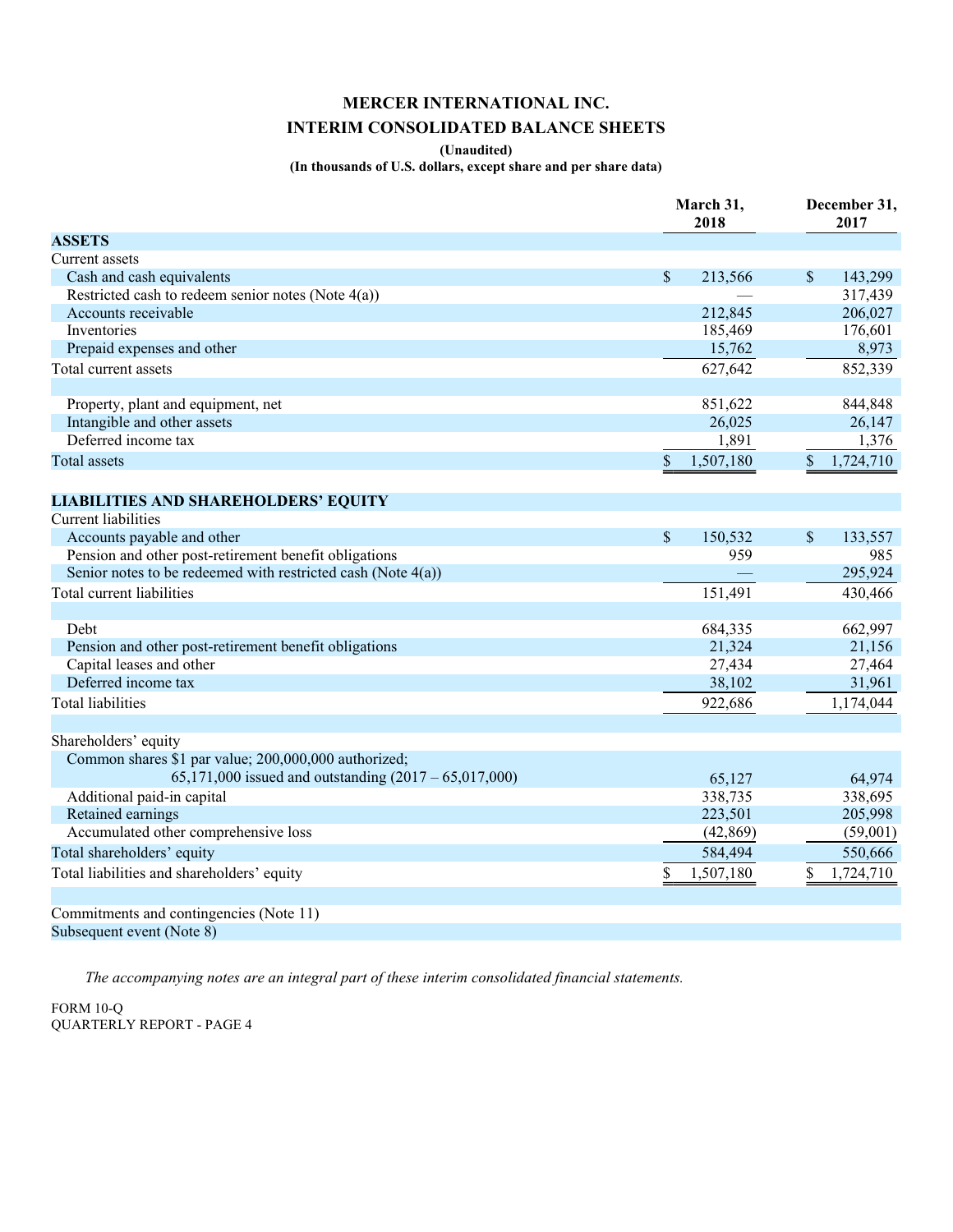# MERCER INTERNATIONAL INC.

## INTERIM CONSOLIDATED BALANCE SHEETS

**(Unaudited)**

**(In thousands of U.S. dollars, except share and per share data)**

| | March 31, 2018 | December 31, 2017 |
|---|---|---|
| **ASSETS** | | |
| Current assets | | |
| Cash and cash equivalents | $ 213,566 | $ 143,299 |
| Restricted cash to redeem senior notes (Note 4(a)) | — | 317,439 |
| Accounts receivable | 212,845 | 206,027 |
| Inventories | 185,469 | 176,601 |
| Prepaid expenses and other | 15,762 | 8,973 |
| Total current assets | 627,642 | 852,339 |
| | | |
| Property, plant and equipment, net | 851,622 | 844,848 |
| Intangible and other assets | 26,025 | 26,147 |
| Deferred income tax | 1,891 | 1,376 |
| Total assets | $ 1,507,180 | $ 1,724,710 |
| | | |
| **LIABILITIES AND SHAREHOLDERS' EQUITY** | | |
| Current liabilities | | |
| Accounts payable and other | $ 150,532 | $ 133,557 |
| Pension and other post-retirement benefit obligations | 959 | 985 |
| Senior notes to be redeemed with restricted cash (Note 4(a)) | — | 295,924 |
| Total current liabilities | 151,491 | 430,466 |
| | | |
| Debt | 684,335 | 662,997 |
| Pension and other post-retirement benefit obligations | 21,324 | 21,156 |
| Capital leases and other | 27,434 | 27,464 |
| Deferred income tax | 38,102 | 31,961 |
| Total liabilities | 922,686 | 1,174,044 |
| | | |
| Shareholders' equity | | |
| Common shares $1 par value; 200,000,000 authorized; 65,171,000 issued and outstanding (2017 – 65,017,000) | 65,127 | 64,974 |
| Additional paid-in capital | 338,735 | 338,695 |
| Retained earnings | 223,501 | 205,998 |
| Accumulated other comprehensive loss | (42,869) | (59,001) |
| Total shareholders' equity | 584,494 | 550,666 |
| Total liabilities and shareholders' equity | $ 1,507,180 | $ 1,724,710 |
| | | |
| Commitments and contingencies (Note 11) | | |
| Subsequent event (Note 8) | | |

*The accompanying notes are an integral part of these interim consolidated financial statements.*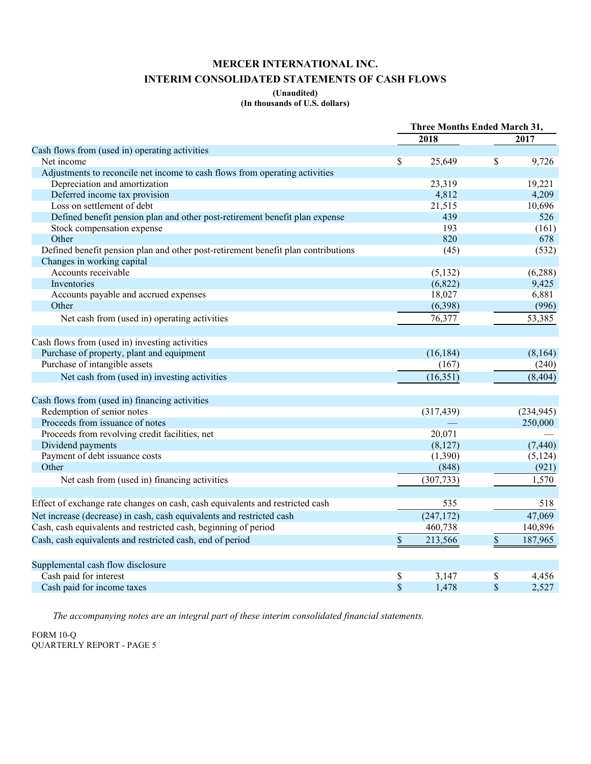# MERCER INTERNATIONAL INC.

## INTERIM CONSOLIDATED STATEMENTS OF CASH FLOWS

**(Unaudited)**
**(In thousands of U.S. dollars)**

| | Three Months Ended March 31, | |
|---|---|---|
| | 2018 | 2017 |
| Cash flows from (used in) operating activities | | |
| Net income | $ 25,649 | $ 9,726 |
| Adjustments to reconcile net income to cash flows from operating activities | | |
| Depreciation and amortization | 23,319 | 19,221 |
| Deferred income tax provision | 4,812 | 4,209 |
| Loss on settlement of debt | 21,515 | 10,696 |
| Defined benefit pension plan and other post-retirement benefit plan expense | 439 | 526 |
| Stock compensation expense | 193 | (161) |
| Other | 820 | 678 |
| Defined benefit pension plan and other post-retirement benefit plan contributions | (45) | (532) |
| Changes in working capital | | |
| Accounts receivable | (5,132) | (6,288) |
| Inventories | (6,822) | 9,425 |
| Accounts payable and accrued expenses | 18,027 | 6,881 |
| Other | (6,398) | (996) |
| Net cash from (used in) operating activities | 76,377 | 53,385 |
| Cash flows from (used in) investing activities | | |
| Purchase of property, plant and equipment | (16,184) | (8,164) |
| Purchase of intangible assets | (167) | (240) |
| Net cash from (used in) investing activities | (16,351) | (8,404) |
| Cash flows from (used in) financing activities | | |
| Redemption of senior notes | (317,439) | (234,945) |
| Proceeds from issuance of notes | — | 250,000 |
| Proceeds from revolving credit facilities, net | 20,071 | — |
| Dividend payments | (8,127) | (7,440) |
| Payment of debt issuance costs | (1,390) | (5,124) |
| Other | (848) | (921) |
| Net cash from (used in) financing activities | (307,733) | 1,570 |
| Effect of exchange rate changes on cash, cash equivalents and restricted cash | 535 | 518 |
| Net increase (decrease) in cash, cash equivalents and restricted cash | (247,172) | 47,069 |
| Cash, cash equivalents and restricted cash, beginning of period | 460,738 | 140,896 |
| Cash, cash equivalents and restricted cash, end of period | $ 213,566 | $ 187,965 |
| Supplemental cash flow disclosure | | |
| Cash paid for interest | $ 3,147 | $ 4,456 |
| Cash paid for income taxes | $ 1,478 | $ 2,527 |

*The accompanying notes are an integral part of these interim consolidated financial statements.*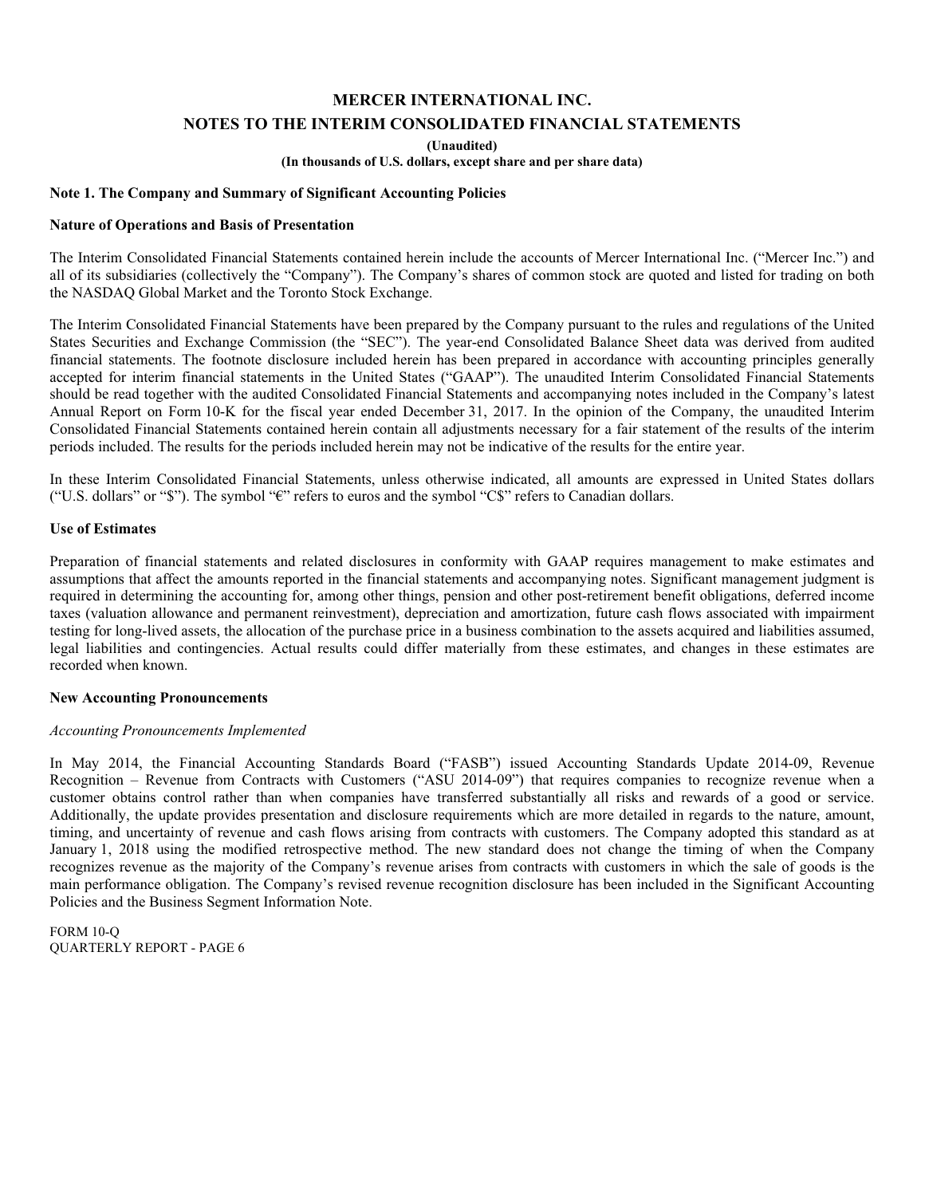# MERCER INTERNATIONAL INC.

## NOTES TO THE INTERIM CONSOLIDATED FINANCIAL STATEMENTS

**(Unaudited)**

**(In thousands of U.S. dollars, except share and per share data)**

### Note 1. The Company and Summary of Significant Accounting Policies

#### Nature of Operations and Basis of Presentation

The Interim Consolidated Financial Statements contained herein include the accounts of Mercer International Inc. ("Mercer Inc.") and all of its subsidiaries (collectively the "Company"). The Company's shares of common stock are quoted and listed for trading on both the NASDAQ Global Market and the Toronto Stock Exchange.

The Interim Consolidated Financial Statements have been prepared by the Company pursuant to the rules and regulations of the United States Securities and Exchange Commission (the "SEC"). The year-end Consolidated Balance Sheet data was derived from audited financial statements. The footnote disclosure included herein has been prepared in accordance with accounting principles generally accepted for interim financial statements in the United States ("GAAP"). The unaudited Interim Consolidated Financial Statements should be read together with the audited Consolidated Financial Statements and accompanying notes included in the Company's latest Annual Report on Form 10-K for the fiscal year ended December 31, 2017. In the opinion of the Company, the unaudited Interim Consolidated Financial Statements contained herein contain all adjustments necessary for a fair statement of the results of the interim periods included. The results for the periods included herein may not be indicative of the results for the entire year.

In these Interim Consolidated Financial Statements, unless otherwise indicated, all amounts are expressed in United States dollars ("U.S. dollars" or "$"). The symbol "€" refers to euros and the symbol "C$" refers to Canadian dollars.

#### Use of Estimates

Preparation of financial statements and related disclosures in conformity with GAAP requires management to make estimates and assumptions that affect the amounts reported in the financial statements and accompanying notes. Significant management judgment is required in determining the accounting for, among other things, pension and other post-retirement benefit obligations, deferred income taxes (valuation allowance and permanent reinvestment), depreciation and amortization, future cash flows associated with impairment testing for long-lived assets, the allocation of the purchase price in a business combination to the assets acquired and liabilities assumed, legal liabilities and contingencies. Actual results could differ materially from these estimates, and changes in these estimates are recorded when known.

#### New Accounting Pronouncements

*Accounting Pronouncements Implemented*

In May 2014, the Financial Accounting Standards Board ("FASB") issued Accounting Standards Update 2014-09, Revenue Recognition – Revenue from Contracts with Customers ("ASU 2014-09") that requires companies to recognize revenue when a customer obtains control rather than when companies have transferred substantially all risks and rewards of a good or service. Additionally, the update provides presentation and disclosure requirements which are more detailed in regards to the nature, amount, timing, and uncertainty of revenue and cash flows arising from contracts with customers. The Company adopted this standard as at January 1, 2018 using the modified retrospective method. The new standard does not change the timing of when the Company recognizes revenue as the majority of the Company's revenue arises from contracts with customers in which the sale of goods is the main performance obligation. The Company's revised revenue recognition disclosure has been included in the Significant Accounting Policies and the Business Segment Information Note.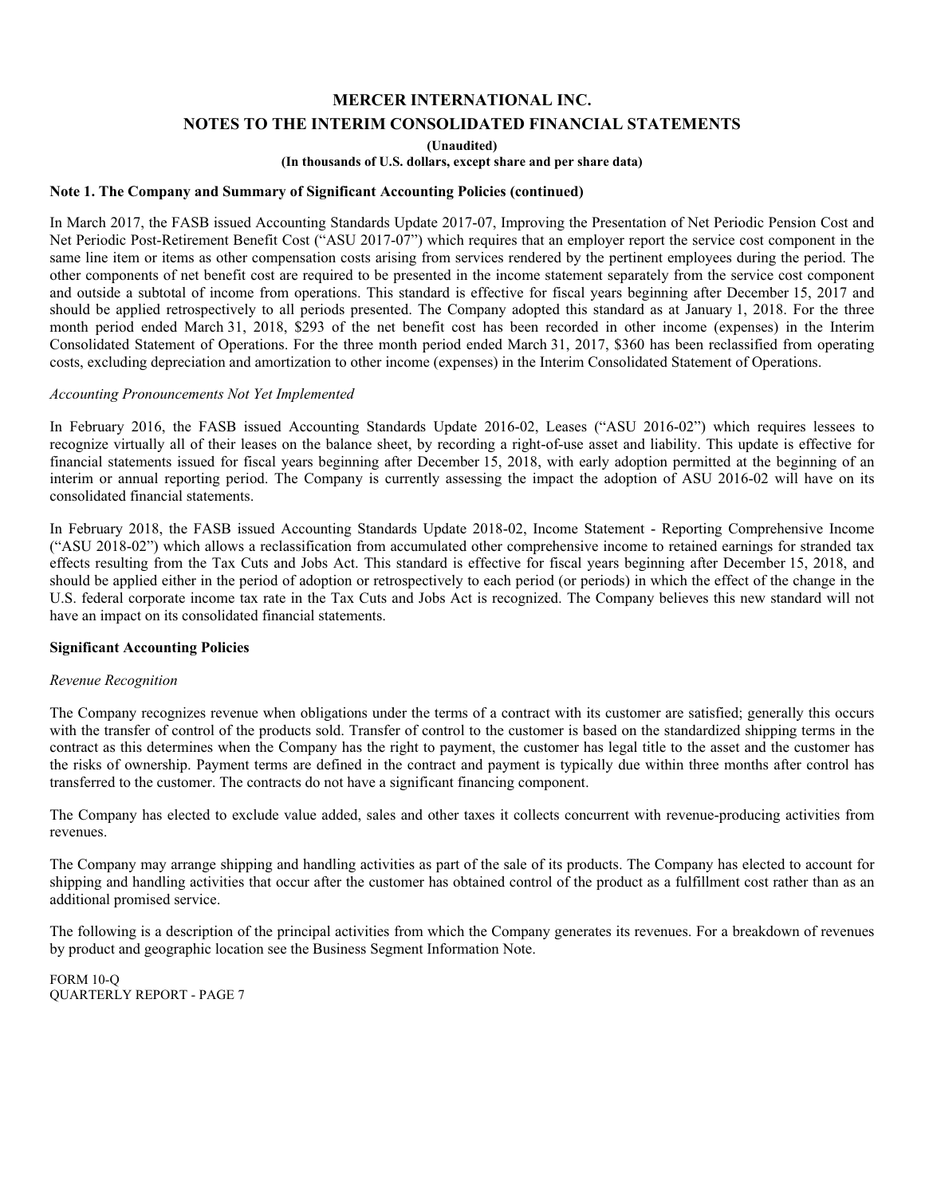# MERCER INTERNATIONAL INC.

## NOTES TO THE INTERIM CONSOLIDATED FINANCIAL STATEMENTS

**(Unaudited)**

**(In thousands of U.S. dollars, except share and per share data)**

**Note 1. The Company and Summary of Significant Accounting Policies (continued)**

In March 2017, the FASB issued Accounting Standards Update 2017-07, Improving the Presentation of Net Periodic Pension Cost and Net Periodic Post-Retirement Benefit Cost ("ASU 2017-07") which requires that an employer report the service cost component in the same line item or items as other compensation costs arising from services rendered by the pertinent employees during the period. The other components of net benefit cost are required to be presented in the income statement separately from the service cost component and outside a subtotal of income from operations. This standard is effective for fiscal years beginning after December 15, 2017 and should be applied retrospectively to all periods presented. The Company adopted this standard as at January 1, 2018. For the three month period ended March 31, 2018, $293 of the net benefit cost has been recorded in other income (expenses) in the Interim Consolidated Statement of Operations. For the three month period ended March 31, 2017, $360 has been reclassified from operating costs, excluding depreciation and amortization to other income (expenses) in the Interim Consolidated Statement of Operations.

*Accounting Pronouncements Not Yet Implemented*

In February 2016, the FASB issued Accounting Standards Update 2016-02, Leases ("ASU 2016-02") which requires lessees to recognize virtually all of their leases on the balance sheet, by recording a right-of-use asset and liability. This update is effective for financial statements issued for fiscal years beginning after December 15, 2018, with early adoption permitted at the beginning of an interim or annual reporting period. The Company is currently assessing the impact the adoption of ASU 2016-02 will have on its consolidated financial statements.

In February 2018, the FASB issued Accounting Standards Update 2018-02, Income Statement - Reporting Comprehensive Income ("ASU 2018-02") which allows a reclassification from accumulated other comprehensive income to retained earnings for stranded tax effects resulting from the Tax Cuts and Jobs Act. This standard is effective for fiscal years beginning after December 15, 2018, and should be applied either in the period of adoption or retrospectively to each period (or periods) in which the effect of the change in the U.S. federal corporate income tax rate in the Tax Cuts and Jobs Act is recognized. The Company believes this new standard will not have an impact on its consolidated financial statements.

**Significant Accounting Policies**

*Revenue Recognition*

The Company recognizes revenue when obligations under the terms of a contract with its customer are satisfied; generally this occurs with the transfer of control of the products sold. Transfer of control to the customer is based on the standardized shipping terms in the contract as this determines when the Company has the right to payment, the customer has legal title to the asset and the customer has the risks of ownership. Payment terms are defined in the contract and payment is typically due within three months after control has transferred to the customer. The contracts do not have a significant financing component.

The Company has elected to exclude value added, sales and other taxes it collects concurrent with revenue-producing activities from revenues.

The Company may arrange shipping and handling activities as part of the sale of its products. The Company has elected to account for shipping and handling activities that occur after the customer has obtained control of the product as a fulfillment cost rather than as an additional promised service.

The following is a description of the principal activities from which the Company generates its revenues. For a breakdown of revenues by product and geographic location see the Business Segment Information Note.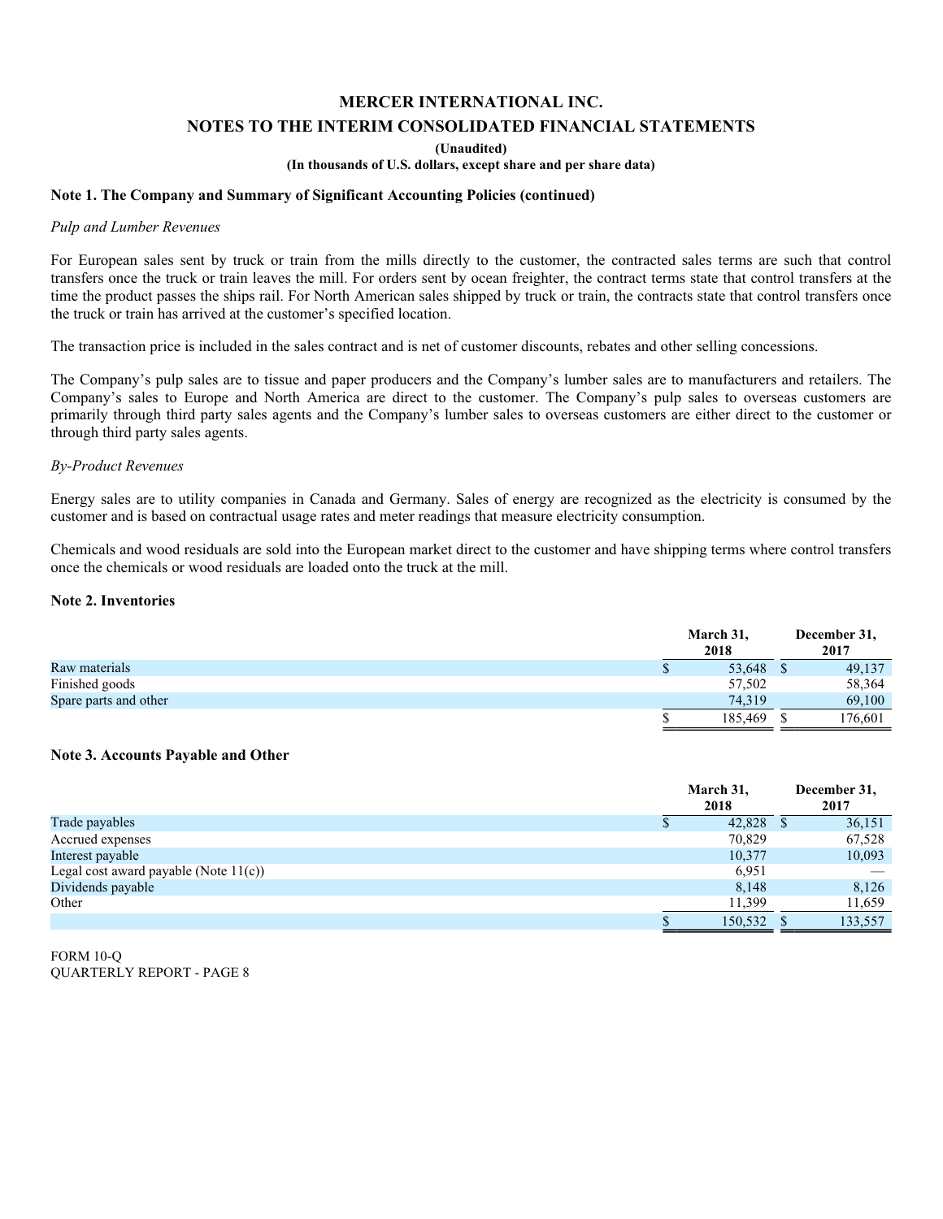# MERCER INTERNATIONAL INC.

## NOTES TO THE INTERIM CONSOLIDATED FINANCIAL STATEMENTS

**(Unaudited)**

**(In thousands of U.S. dollars, except share and per share data)**

### Note 1. The Company and Summary of Significant Accounting Policies (continued)

*Pulp and Lumber Revenues*

For European sales sent by truck or train from the mills directly to the customer, the contracted sales terms are such that control transfers once the truck or train leaves the mill. For orders sent by ocean freighter, the contract terms state that control transfers at the time the product passes the ships rail. For North American sales shipped by truck or train, the contracts state that control transfers once the truck or train has arrived at the customer's specified location.

The transaction price is included in the sales contract and is net of customer discounts, rebates and other selling concessions.

The Company's pulp sales are to tissue and paper producers and the Company's lumber sales are to manufacturers and retailers. The Company's sales to Europe and North America are direct to the customer. The Company's pulp sales to overseas customers are primarily through third party sales agents and the Company's lumber sales to overseas customers are either direct to the customer or through third party sales agents.

*By-Product Revenues*

Energy sales are to utility companies in Canada and Germany. Sales of energy are recognized as the electricity is consumed by the customer and is based on contractual usage rates and meter readings that measure electricity consumption.

Chemicals and wood residuals are sold into the European market direct to the customer and have shipping terms where control transfers once the chemicals or wood residuals are loaded onto the truck at the mill.

### Note 2. Inventories

| | March 31, 2018 | December 31, 2017 |
|---|---|---|
| Raw materials | $ 53,648 | $ 49,137 |
| Finished goods | 57,502 | 58,364 |
| Spare parts and other | 74,319 | 69,100 |
| | $ 185,469 | $ 176,601 |

### Note 3. Accounts Payable and Other

| | March 31, 2018 | December 31, 2017 |
|---|---|---|
| Trade payables | $ 42,828 | $ 36,151 |
| Accrued expenses | 70,829 | 67,528 |
| Interest payable | 10,377 | 10,093 |
| Legal cost award payable (Note 11(c)) | 6,951 | — |
| Dividends payable | 8,148 | 8,126 |
| Other | 11,399 | 11,659 |
| | $ 150,532 | $ 133,557 |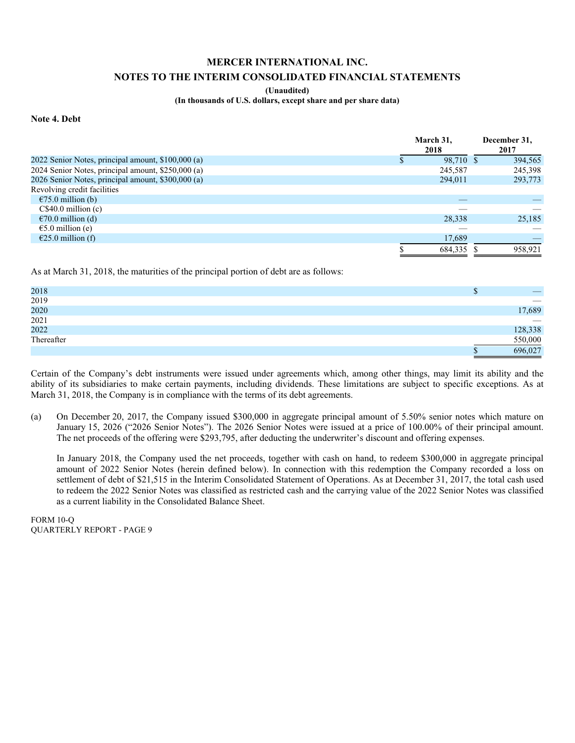# MERCER INTERNATIONAL INC.

## NOTES TO THE INTERIM CONSOLIDATED FINANCIAL STATEMENTS

**(Unaudited)**

**(In thousands of U.S. dollars, except share and per share data)**

### Note 4. Debt

| | March 31, 2018 | December 31, 2017 |
|---|---|---|
| 2022 Senior Notes, principal amount, $100,000 (a) | $ 98,710 | $ 394,565 |
| 2024 Senior Notes, principal amount, $250,000 (a) | 245,587 | 245,398 |
| 2026 Senior Notes, principal amount, $300,000 (a) | 294,011 | 293,773 |
| Revolving credit facilities | | |
| €75.0 million (b) | — | — |
| C$40.0 million (c) | — | — |
| €70.0 million (d) | 28,338 | 25,185 |
| €5.0 million (e) | — | — |
| €25.0 million (f) | 17,689 | — |
| | $ 684,335 | $ 958,921 |

As at March 31, 2018, the maturities of the principal portion of debt are as follows:

| | |
|---|---|
| 2018 | $ — |
| 2019 | — |
| 2020 | 17,689 |
| 2021 | — |
| 2022 | 128,338 |
| Thereafter | 550,000 |
| | $ 696,027 |

Certain of the Company's debt instruments were issued under agreements which, among other things, may limit its ability and the ability of its subsidiaries to make certain payments, including dividends. These limitations are subject to specific exceptions. As at March 31, 2018, the Company is in compliance with the terms of its debt agreements.

(a) On December 20, 2017, the Company issued $300,000 in aggregate principal amount of 5.50% senior notes which mature on January 15, 2026 ("2026 Senior Notes"). The 2026 Senior Notes were issued at a price of 100.00% of their principal amount. The net proceeds of the offering were $293,795, after deducting the underwriter's discount and offering expenses.

In January 2018, the Company used the net proceeds, together with cash on hand, to redeem $300,000 in aggregate principal amount of 2022 Senior Notes (herein defined below). In connection with this redemption the Company recorded a loss on settlement of debt of $21,515 in the Interim Consolidated Statement of Operations. As at December 31, 2017, the total cash used to redeem the 2022 Senior Notes was classified as restricted cash and the carrying value of the 2022 Senior Notes was classified as a current liability in the Consolidated Balance Sheet.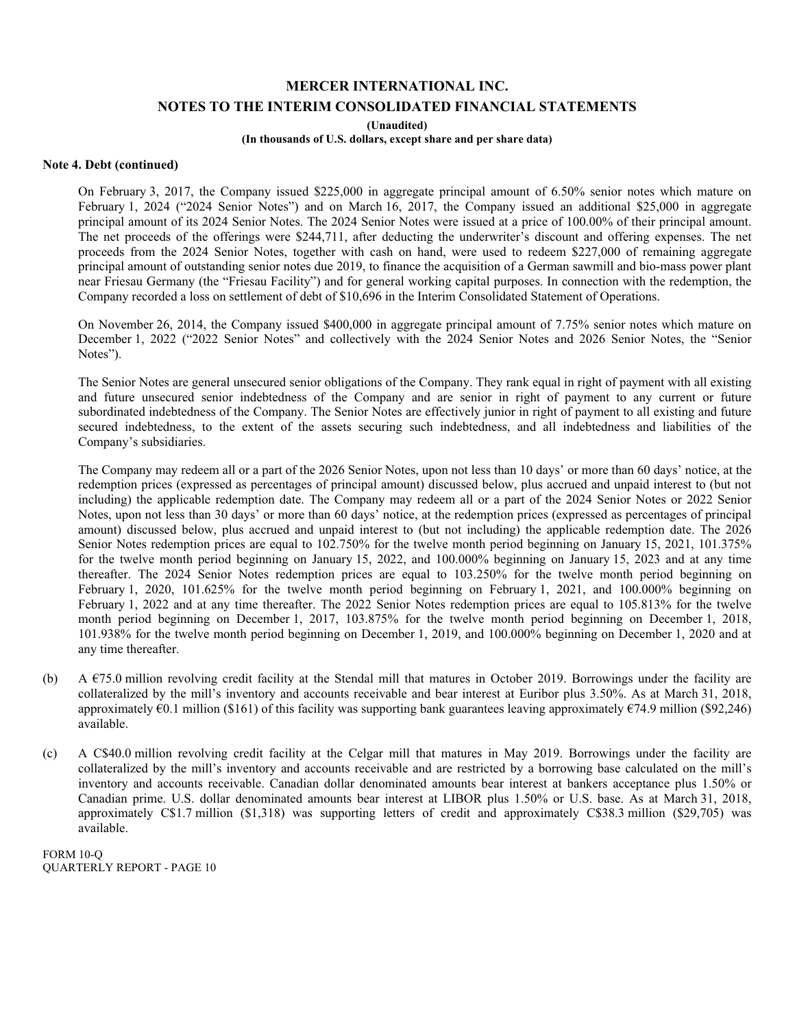**Note 4. Debt (continued)**

On February 3, 2017, the Company issued $225,000 in aggregate principal amount of 6.50% senior notes which mature on February 1, 2024 ("2024 Senior Notes") and on March 16, 2017, the Company issued an additional $25,000 in aggregate principal amount of its 2024 Senior Notes. The 2024 Senior Notes were issued at a price of 100.00% of their principal amount. The net proceeds of the offerings were $244,711, after deducting the underwriter's discount and offering expenses. The net proceeds from the 2024 Senior Notes, together with cash on hand, were used to redeem $227,000 of remaining aggregate principal amount of outstanding senior notes due 2019, to finance the acquisition of a German sawmill and bio-mass power plant near Friesau Germany (the "Friesau Facility") and for general working capital purposes. In connection with the redemption, the Company recorded a loss on settlement of debt of $10,696 in the Interim Consolidated Statement of Operations.

On November 26, 2014, the Company issued $400,000 in aggregate principal amount of 7.75% senior notes which mature on December 1, 2022 ("2022 Senior Notes" and collectively with the 2024 Senior Notes and 2026 Senior Notes, the "Senior Notes").

The Senior Notes are general unsecured senior obligations of the Company. They rank equal in right of payment with all existing and future unsecured senior indebtedness of the Company and are senior in right of payment to any current or future subordinated indebtedness of the Company. The Senior Notes are effectively junior in right of payment to all existing and future secured indebtedness, to the extent of the assets securing such indebtedness, and all indebtedness and liabilities of the Company's subsidiaries.

The Company may redeem all or a part of the 2026 Senior Notes, upon not less than 10 days' or more than 60 days' notice, at the redemption prices (expressed as percentages of principal amount) discussed below, plus accrued and unpaid interest to (but not including) the applicable redemption date. The Company may redeem all or a part of the 2024 Senior Notes or 2022 Senior Notes, upon not less than 30 days' or more than 60 days' notice, at the redemption prices (expressed as percentages of principal amount) discussed below, plus accrued and unpaid interest to (but not including) the applicable redemption date. The 2026 Senior Notes redemption prices are equal to 102.750% for the twelve month period beginning on January 15, 2021, 101.375% for the twelve month period beginning on January 15, 2022, and 100.000% beginning on January 15, 2023 and at any time thereafter. The 2024 Senior Notes redemption prices are equal to 103.250% for the twelve month period beginning on February 1, 2020, 101.625% for the twelve month period beginning on February 1, 2021, and 100.000% beginning on February 1, 2022 and at any time thereafter. The 2022 Senior Notes redemption prices are equal to 105.813% for the twelve month period beginning on December 1, 2017, 103.875% for the twelve month period beginning on December 1, 2018, 101.938% for the twelve month period beginning on December 1, 2019, and 100.000% beginning on December 1, 2020 and at any time thereafter.

(b) A €75.0 million revolving credit facility at the Stendal mill that matures in October 2019. Borrowings under the facility are collateralized by the mill's inventory and accounts receivable and bear interest at Euribor plus 3.50%. As at March 31, 2018, approximately €0.1 million ($161) of this facility was supporting bank guarantees leaving approximately €74.9 million ($92,246) available.

(c) A C$40.0 million revolving credit facility at the Celgar mill that matures in May 2019. Borrowings under the facility are collateralized by the mill's inventory and accounts receivable and are restricted by a borrowing base calculated on the mill's inventory and accounts receivable. Canadian dollar denominated amounts bear interest at bankers acceptance plus 1.50% or Canadian prime. U.S. dollar denominated amounts bear interest at LIBOR plus 1.50% or U.S. base. As at March 31, 2018, approximately C$1.7 million ($1,318) was supporting letters of credit and approximately C$38.3 million ($29,705) was available.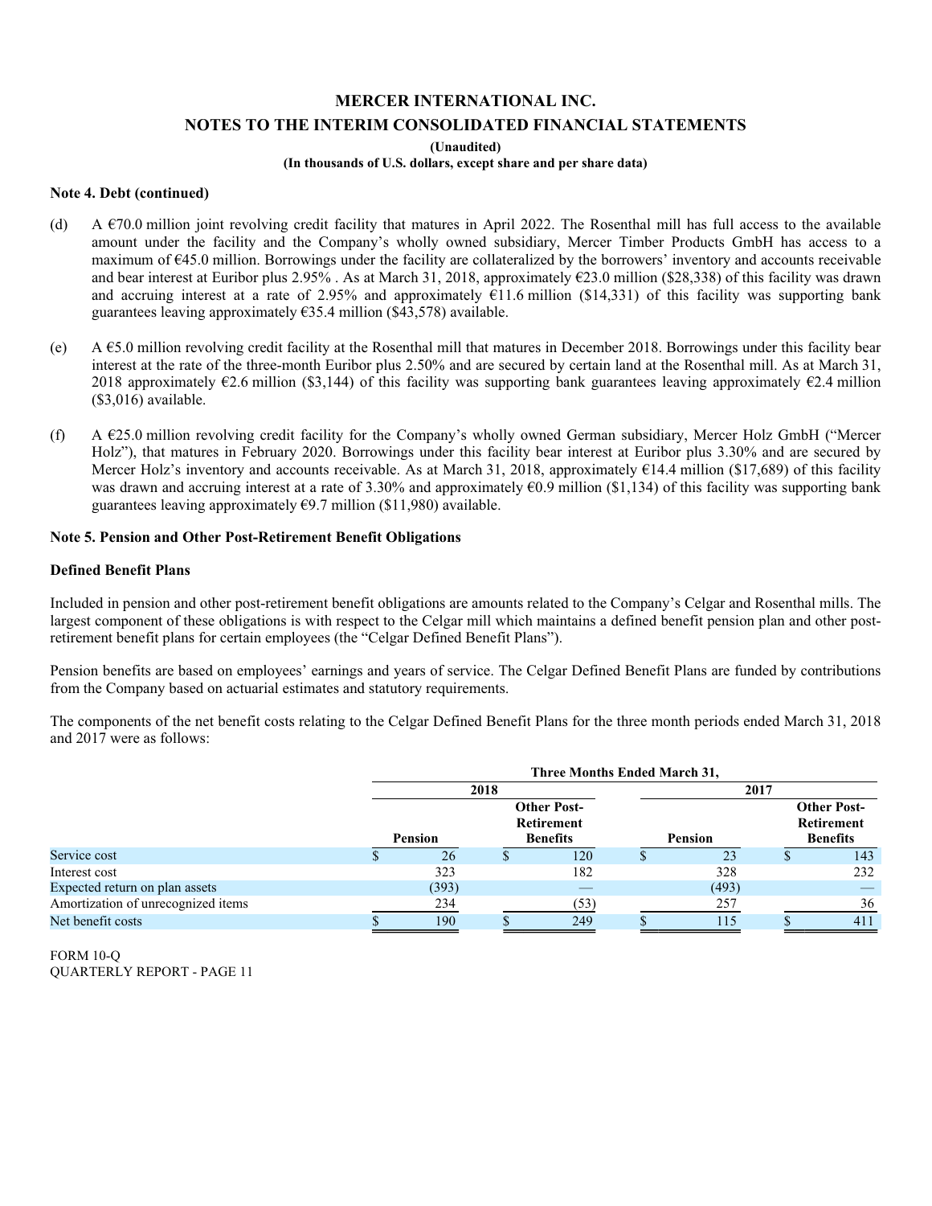# MERCER INTERNATIONAL INC.

## NOTES TO THE INTERIM CONSOLIDATED FINANCIAL STATEMENTS

**(Unaudited)**

**(In thousands of U.S. dollars, except share and per share data)**

### Note 4. Debt (continued)

(d) A €70.0 million joint revolving credit facility that matures in April 2022. The Rosenthal mill has full access to the available amount under the facility and the Company's wholly owned subsidiary, Mercer Timber Products GmbH has access to a maximum of €45.0 million. Borrowings under the facility are collateralized by the borrowers' inventory and accounts receivable and bear interest at Euribor plus 2.95% . As at March 31, 2018, approximately €23.0 million ($28,338) of this facility was drawn and accruing interest at a rate of 2.95% and approximately €11.6 million ($14,331) of this facility was supporting bank guarantees leaving approximately €35.4 million ($43,578) available.

(e) A €5.0 million revolving credit facility at the Rosenthal mill that matures in December 2018. Borrowings under this facility bear interest at the rate of the three-month Euribor plus 2.50% and are secured by certain land at the Rosenthal mill. As at March 31, 2018 approximately €2.6 million ($3,144) of this facility was supporting bank guarantees leaving approximately €2.4 million ($3,016) available.

(f) A €25.0 million revolving credit facility for the Company's wholly owned German subsidiary, Mercer Holz GmbH ("Mercer Holz"), that matures in February 2020. Borrowings under this facility bear interest at Euribor plus 3.30% and are secured by Mercer Holz's inventory and accounts receivable. As at March 31, 2018, approximately €14.4 million ($17,689) of this facility was drawn and accruing interest at a rate of 3.30% and approximately €0.9 million ($1,134) of this facility was supporting bank guarantees leaving approximately €9.7 million ($11,980) available.

### Note 5. Pension and Other Post-Retirement Benefit Obligations

**Defined Benefit Plans**

Included in pension and other post-retirement benefit obligations are amounts related to the Company's Celgar and Rosenthal mills. The largest component of these obligations is with respect to the Celgar mill which maintains a defined benefit pension plan and other post-retirement benefit plans for certain employees (the "Celgar Defined Benefit Plans").

Pension benefits are based on employees' earnings and years of service. The Celgar Defined Benefit Plans are funded by contributions from the Company based on actuarial estimates and statutory requirements.

The components of the net benefit costs relating to the Celgar Defined Benefit Plans for the three month periods ended March 31, 2018 and 2017 were as follows:

| | Three Months Ended March 31, | | | |
|---|---|---|---|---|
| | 2018 | | 2017 | |
| | Pension | Other Post-Retirement Benefits | Pension | Other Post-Retirement Benefits |
| Service cost | $ 26 | $ 120 | $ 23 | $ 143 |
| Interest cost | 323 | 182 | 328 | 232 |
| Expected return on plan assets | (393) | — | (493) | — |
| Amortization of unrecognized items | 234 | (53) | 257 | 36 |
| Net benefit costs | $ 190 | $ 249 | $ 115 | $ 411 |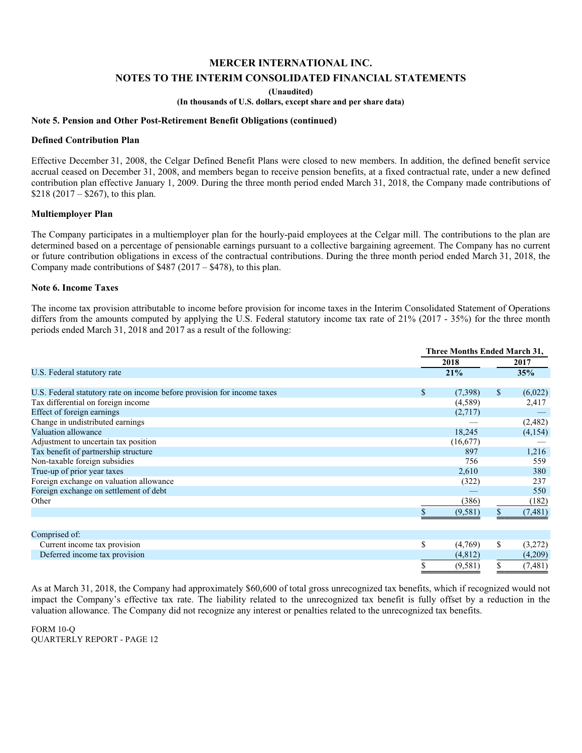**MERCER INTERNATIONAL INC.**

**NOTES TO THE INTERIM CONSOLIDATED FINANCIAL STATEMENTS**

**(Unaudited)**

**(In thousands of U.S. dollars, except share and per share data)**

**Note 5. Pension and Other Post-Retirement Benefit Obligations (continued)**

**Defined Contribution Plan**

Effective December 31, 2008, the Celgar Defined Benefit Plans were closed to new members. In addition, the defined benefit service accrual ceased on December 31, 2008, and members began to receive pension benefits, at a fixed contractual rate, under a new defined contribution plan effective January 1, 2009. During the three month period ended March 31, 2018, the Company made contributions of \$218 (2017 – \$267), to this plan.

**Multiemployer Plan**

The Company participates in a multiemployer plan for the hourly-paid employees at the Celgar mill. The contributions to the plan are determined based on a percentage of pensionable earnings pursuant to a collective bargaining agreement. The Company has no current or future contribution obligations in excess of the contractual contributions. During the three month period ended March 31, 2018, the Company made contributions of \$487 (2017 – \$478), to this plan.

**Note 6. Income Taxes**

The income tax provision attributable to income before provision for income taxes in the Interim Consolidated Statement of Operations differs from the amounts computed by applying the U.S. Federal statutory income tax rate of 21% (2017 - 35%) for the three month periods ended March 31, 2018 and 2017 as a result of the following:

| | Three Months Ended March 31, | |
|---|---|---|
| | **2018** | **2017** |
| U.S. Federal statutory rate | **21%** | **35%** |
| U.S. Federal statutory rate on income before provision for income taxes | \$ (7,398) | \$ (6,022) |
| Tax differential on foreign income | (4,589) | 2,417 |
| Effect of foreign earnings | (2,717) | — |
| Change in undistributed earnings | — | (2,482) |
| Valuation allowance | 18,245 | (4,154) |
| Adjustment to uncertain tax position | (16,677) | — |
| Tax benefit of partnership structure | 897 | 1,216 |
| Non-taxable foreign subsidies | 756 | 559 |
| True-up of prior year taxes | 2,610 | 380 |
| Foreign exchange on valuation allowance | (322) | 237 |
| Foreign exchange on settlement of debt | — | 550 |
| Other | (386) | (182) |
| | \$ (9,581) | \$ (7,481) |
| Comprised of: | | |
| Current income tax provision | \$ (4,769) | \$ (3,272) |
| Deferred income tax provision | (4,812) | (4,209) |
| | \$ (9,581) | \$ (7,481) |

As at March 31, 2018, the Company had approximately \$60,600 of total gross unrecognized tax benefits, which if recognized would not impact the Company's effective tax rate. The liability related to the unrecognized tax benefit is fully offset by a reduction in the valuation allowance. The Company did not recognize any interest or penalties related to the unrecognized tax benefits.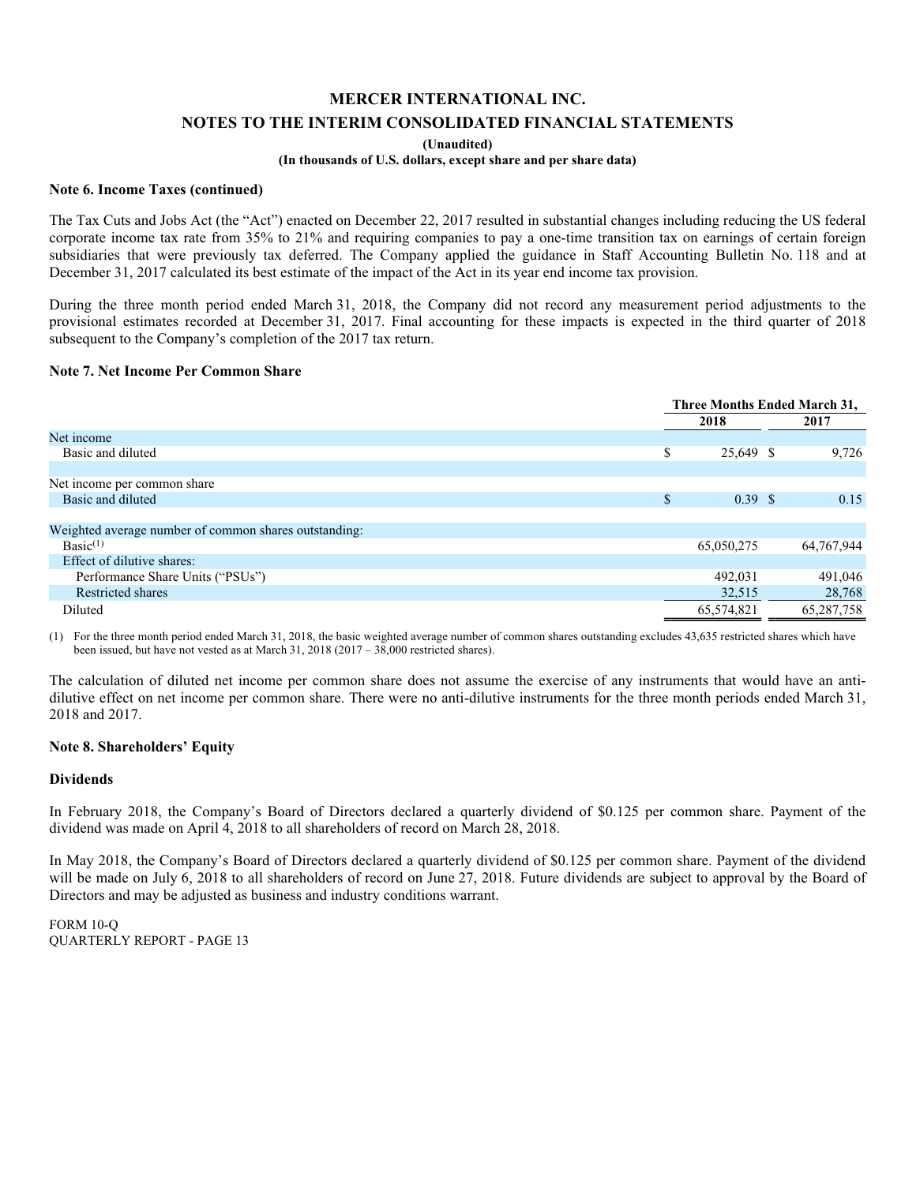# MERCER INTERNATIONAL INC.

## NOTES TO THE INTERIM CONSOLIDATED FINANCIAL STATEMENTS

**(Unaudited)**

**(In thousands of U.S. dollars, except share and per share data)**

### Note 6. Income Taxes (continued)

The Tax Cuts and Jobs Act (the "Act") enacted on December 22, 2017 resulted in substantial changes including reducing the US federal corporate income tax rate from 35% to 21% and requiring companies to pay a one-time transition tax on earnings of certain foreign subsidiaries that were previously tax deferred. The Company applied the guidance in Staff Accounting Bulletin No. 118 and at December 31, 2017 calculated its best estimate of the impact of the Act in its year end income tax provision.

During the three month period ended March 31, 2018, the Company did not record any measurement period adjustments to the provisional estimates recorded at December 31, 2017. Final accounting for these impacts is expected in the third quarter of 2018 subsequent to the Company's completion of the 2017 tax return.

### Note 7. Net Income Per Common Share

| | Three Months Ended March 31, | |
|---|---|---|
| | 2018 | 2017 |
| Net income | | |
| Basic and diluted | $ 25,649 | $ 9,726 |
| | | |
| Net income per common share | | |
| Basic and diluted | $ 0.39 | $ 0.15 |
| | | |
| Weighted average number of common shares outstanding: | | |
| Basic(1) | 65,050,275 | 64,767,944 |
| Effect of dilutive shares: | | |
| Performance Share Units ("PSUs") | 492,031 | 491,046 |
| Restricted shares | 32,515 | 28,768 |
| Diluted | 65,574,821 | 65,287,758 |

(1) For the three month period ended March 31, 2018, the basic weighted average number of common shares outstanding excludes 43,635 restricted shares which have been issued, but have not vested as at March 31, 2018 (2017 – 38,000 restricted shares).

The calculation of diluted net income per common share does not assume the exercise of any instruments that would have an anti-dilutive effect on net income per common share. There were no anti-dilutive instruments for the three month periods ended March 31, 2018 and 2017.

### Note 8. Shareholders' Equity

#### Dividends

In February 2018, the Company's Board of Directors declared a quarterly dividend of $0.125 per common share. Payment of the dividend was made on April 4, 2018 to all shareholders of record on March 28, 2018.

In May 2018, the Company's Board of Directors declared a quarterly dividend of $0.125 per common share. Payment of the dividend will be made on July 6, 2018 to all shareholders of record on June 27, 2018. Future dividends are subject to approval by the Board of Directors and may be adjusted as business and industry conditions warrant.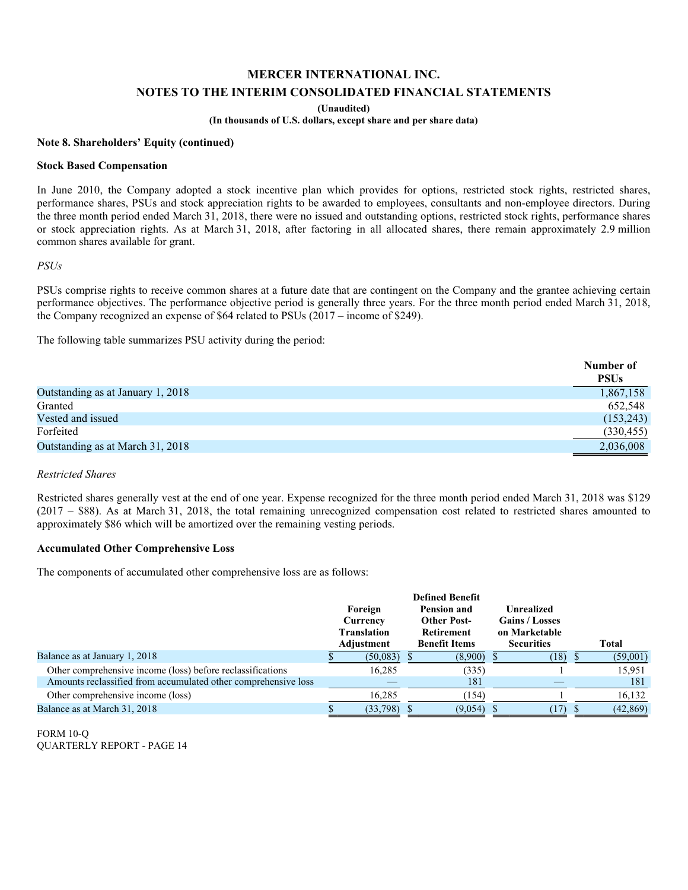# MERCER INTERNATIONAL INC.

## NOTES TO THE INTERIM CONSOLIDATED FINANCIAL STATEMENTS

**(Unaudited)**

**(In thousands of U.S. dollars, except share and per share data)**

**Note 8. Shareholders' Equity (continued)**

**Stock Based Compensation**

In June 2010, the Company adopted a stock incentive plan which provides for options, restricted stock rights, restricted shares, performance shares, PSUs and stock appreciation rights to be awarded to employees, consultants and non-employee directors. During the three month period ended March 31, 2018, there were no issued and outstanding options, restricted stock rights, performance shares or stock appreciation rights. As at March 31, 2018, after factoring in all allocated shares, there remain approximately 2.9 million common shares available for grant.

*PSUs*

PSUs comprise rights to receive common shares at a future date that are contingent on the Company and the grantee achieving certain performance objectives. The performance objective period is generally three years. For the three month period ended March 31, 2018, the Company recognized an expense of $64 related to PSUs (2017 – income of $249).

The following table summarizes PSU activity during the period:

| | Number of PSUs |
|---|---|
| Outstanding as at January 1, 2018 | 1,867,158 |
| Granted | 652,548 |
| Vested and issued | (153,243) |
| Forfeited | (330,455) |
| Outstanding as at March 31, 2018 | 2,036,008 |

*Restricted Shares*

Restricted shares generally vest at the end of one year. Expense recognized for the three month period ended March 31, 2018 was $129 (2017 – $88). As at March 31, 2018, the total remaining unrecognized compensation cost related to restricted shares amounted to approximately $86 which will be amortized over the remaining vesting periods.

**Accumulated Other Comprehensive Loss**

The components of accumulated other comprehensive loss are as follows:

| | Foreign Currency Translation Adjustment | Defined Benefit Pension and Other Post-Retirement Benefit Items | Unrealized Gains / Losses on Marketable Securities | Total |
|---|---|---|---|---|
| Balance as at January 1, 2018 | $ (50,083) | $ (8,900) | $ (18) | $ (59,001) |
| Other comprehensive income (loss) before reclassifications | 16,285 | (335) | 1 | 15,951 |
| Amounts reclassified from accumulated other comprehensive loss | — | 181 | — | 181 |
| Other comprehensive income (loss) | 16,285 | (154) | 1 | 16,132 |
| Balance as at March 31, 2018 | $ (33,798) | $ (9,054) | $ (17) | $ (42,869) |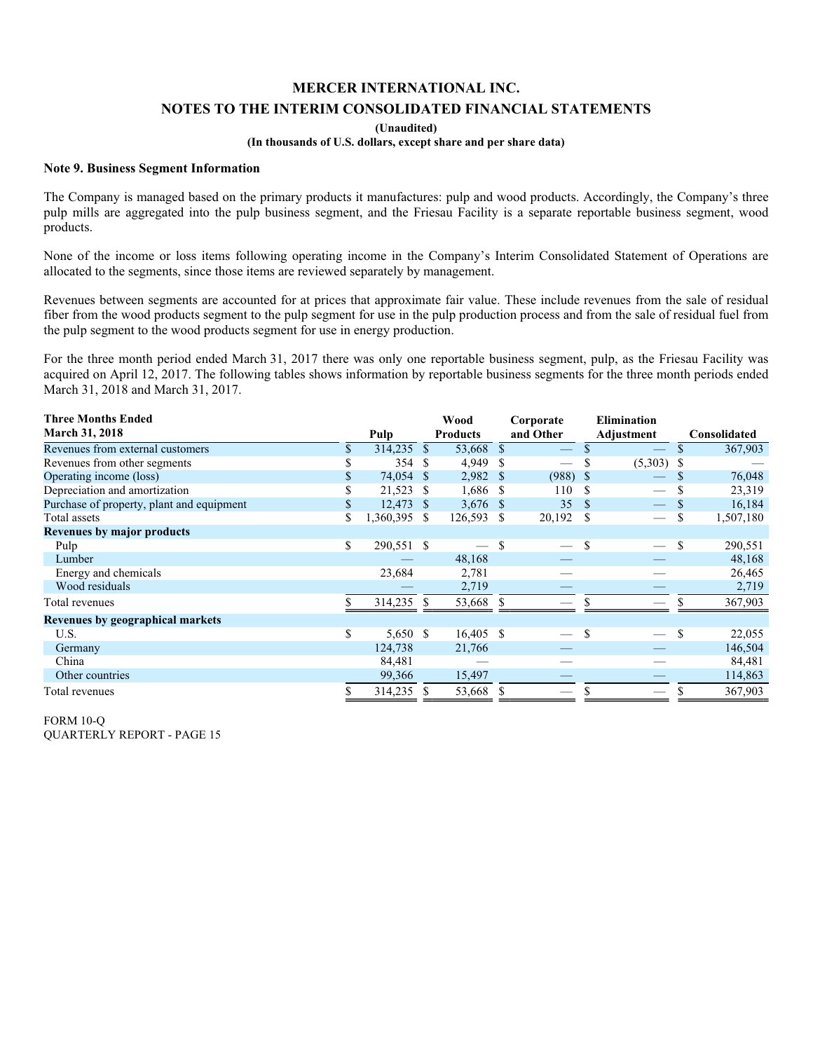# MERCER INTERNATIONAL INC.

## NOTES TO THE INTERIM CONSOLIDATED FINANCIAL STATEMENTS

**(Unaudited)**

**(In thousands of U.S. dollars, except share and per share data)**

### Note 9. Business Segment Information

The Company is managed based on the primary products it manufactures: pulp and wood products. Accordingly, the Company's three pulp mills are aggregated into the pulp business segment, and the Friesau Facility is a separate reportable business segment, wood products.

None of the income or loss items following operating income in the Company's Interim Consolidated Statement of Operations are allocated to the segments, since those items are reviewed separately by management.

Revenues between segments are accounted for at prices that approximate fair value. These include revenues from the sale of residual fiber from the wood products segment to the pulp segment for use in the pulp production process and from the sale of residual fuel from the pulp segment to the wood products segment for use in energy production.

For the three month period ended March 31, 2017 there was only one reportable business segment, pulp, as the Friesau Facility was acquired on April 12, 2017. The following tables shows information by reportable business segments for the three month periods ended March 31, 2018 and March 31, 2017.

| Three Months Ended March 31, 2018 | Pulp | Wood Products | Corporate and Other | Elimination Adjustment | Consolidated |
|---|---|---|---|---|---|
| Revenues from external customers | $ 314,235 | $ 53,668 | $ — | $ — | $ 367,903 |
| Revenues from other segments | $ 354 | $ 4,949 | $ — | $ (5,303) | $ — |
| Operating income (loss) | $ 74,054 | $ 2,982 | $ (988) | $ — | $ 76,048 |
| Depreciation and amortization | $ 21,523 | $ 1,686 | $ 110 | $ — | $ 23,319 |
| Purchase of property, plant and equipment | $ 12,473 | $ 3,676 | $ 35 | $ — | $ 16,184 |
| Total assets | $ 1,360,395 | $ 126,593 | $ 20,192 | $ — | $ 1,507,180 |
| **Revenues by major products** | | | | | |
| Pulp | $ 290,551 | $ — | $ — | $ — | $ 290,551 |
| Lumber | — | 48,168 | — | — | 48,168 |
| Energy and chemicals | 23,684 | 2,781 | — | — | 26,465 |
| Wood residuals | — | 2,719 | — | — | 2,719 |
| Total revenues | $ 314,235 | $ 53,668 | $ — | $ — | $ 367,903 |
| **Revenues by geographical markets** | | | | | |
| U.S. | $ 5,650 | $ 16,405 | $ — | $ — | $ 22,055 |
| Germany | 124,738 | 21,766 | — | — | 146,504 |
| China | 84,481 | — | — | — | 84,481 |
| Other countries | 99,366 | 15,497 | — | — | 114,863 |
| Total revenues | $ 314,235 | $ 53,668 | $ — | $ — | $ 367,903 |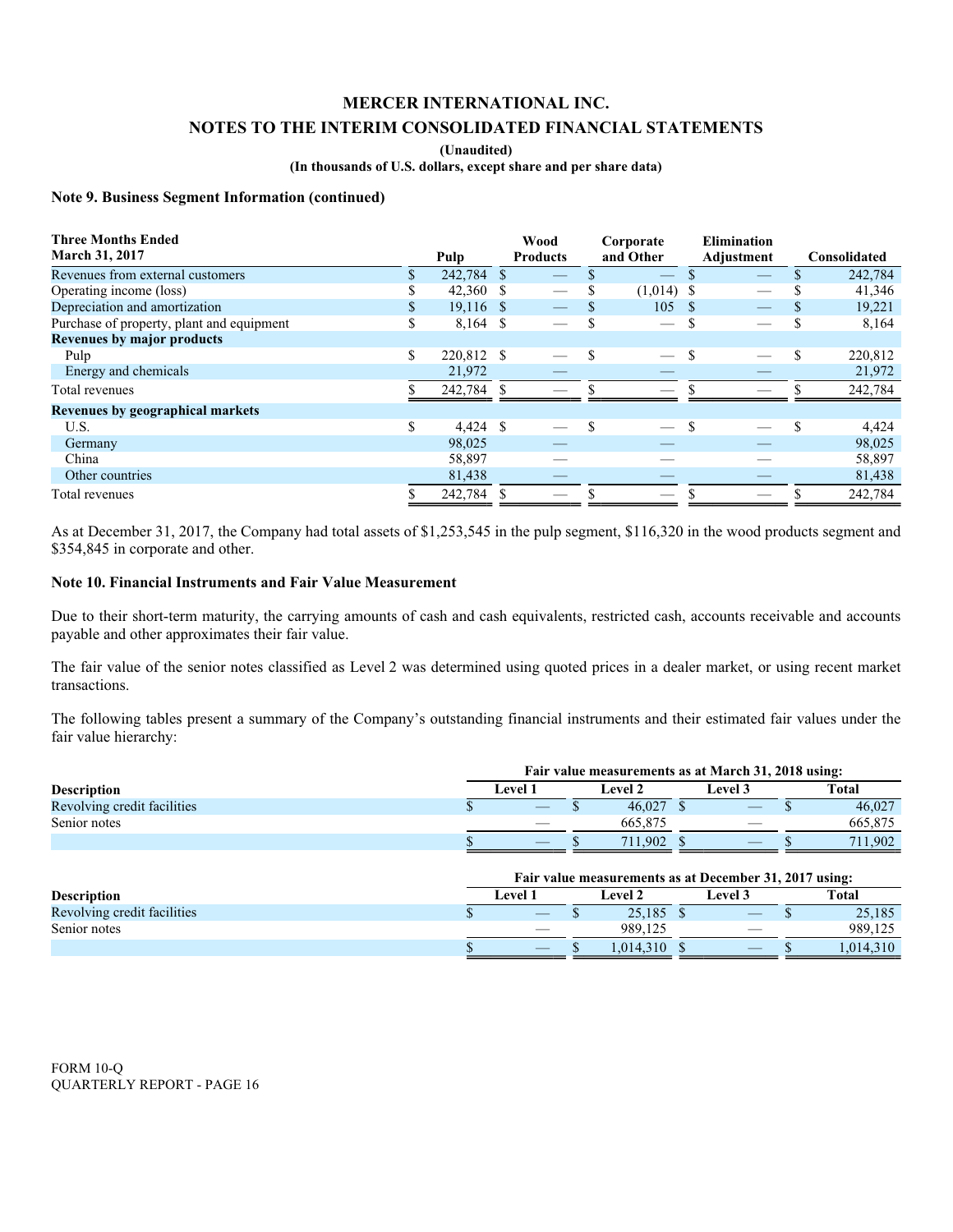# MERCER INTERNATIONAL INC.

## NOTES TO THE INTERIM CONSOLIDATED FINANCIAL STATEMENTS

**(Unaudited)**

**(In thousands of U.S. dollars, except share and per share data)**

### Note 9. Business Segment Information (continued)

| Three Months Ended March 31, 2017 | Pulp | Wood Products | Corporate and Other | Elimination Adjustment | Consolidated |
|---|---|---|---|---|---|
| Revenues from external customers | $ 242,784 | $ — | $ — | $ — | $ 242,784 |
| Operating income (loss) | $ 42,360 | $ — | $ (1,014) | $ — | $ 41,346 |
| Depreciation and amortization | $ 19,116 | $ — | $ 105 | $ — | $ 19,221 |
| Purchase of property, plant and equipment | $ 8,164 | $ — | $ — | $ — | $ 8,164 |
| **Revenues by major products** | | | | | |
| Pulp | $ 220,812 | $ — | $ — | $ — | $ 220,812 |
| Energy and chemicals | 21,972 | — | — | — | 21,972 |
| Total revenues | $ 242,784 | $ — | $ — | $ — | $ 242,784 |
| **Revenues by geographical markets** | | | | | |
| U.S. | $ 4,424 | $ — | $ — | $ — | $ 4,424 |
| Germany | 98,025 | — | — | — | 98,025 |
| China | 58,897 | — | — | — | 58,897 |
| Other countries | 81,438 | — | — | — | 81,438 |
| Total revenues | $ 242,784 | $ — | $ — | $ — | $ 242,784 |

As at December 31, 2017, the Company had total assets of $1,253,545 in the pulp segment, $116,320 in the wood products segment and $354,845 in corporate and other.

### Note 10. Financial Instruments and Fair Value Measurement

Due to their short-term maturity, the carrying amounts of cash and cash equivalents, restricted cash, accounts receivable and accounts payable and other approximates their fair value.

The fair value of the senior notes classified as Level 2 was determined using quoted prices in a dealer market, or using recent market transactions.

The following tables present a summary of the Company's outstanding financial instruments and their estimated fair values under the fair value hierarchy:

| | Fair value measurements as at March 31, 2018 using: | | | |
|---|---|---|---|---|
| **Description** | **Level 1** | **Level 2** | **Level 3** | **Total** |
| Revolving credit facilities | $ — | $ 46,027 | $ — | $ 46,027 |
| Senior notes | — | 665,875 | — | 665,875 |
| | $ — | $ 711,902 | $ — | $ 711,902 |

| | Fair value measurements as at December 31, 2017 using: | | | |
|---|---|---|---|---|
| **Description** | **Level 1** | **Level 2** | **Level 3** | **Total** |
| Revolving credit facilities | $ — | $ 25,185 | $ — | $ 25,185 |
| Senior notes | — | 989,125 | — | 989,125 |
| | $ — | $ 1,014,310 | $ — | $ 1,014,310 |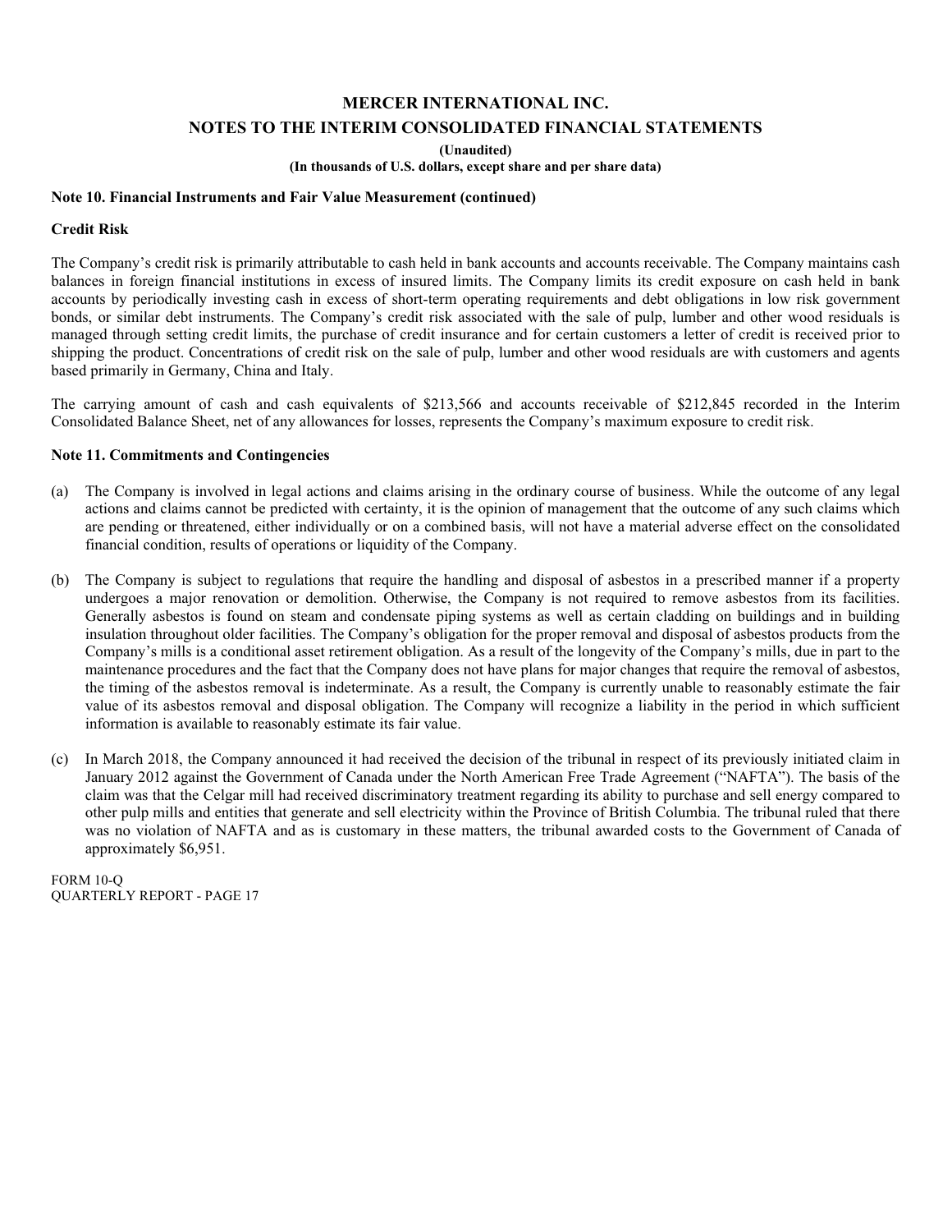# MERCER INTERNATIONAL INC.

## NOTES TO THE INTERIM CONSOLIDATED FINANCIAL STATEMENTS

**(Unaudited)**

**(In thousands of U.S. dollars, except share and per share data)**

### Note 10. Financial Instruments and Fair Value Measurement (continued)

**Credit Risk**

The Company's credit risk is primarily attributable to cash held in bank accounts and accounts receivable. The Company maintains cash balances in foreign financial institutions in excess of insured limits. The Company limits its credit exposure on cash held in bank accounts by periodically investing cash in excess of short-term operating requirements and debt obligations in low risk government bonds, or similar debt instruments. The Company's credit risk associated with the sale of pulp, lumber and other wood residuals is managed through setting credit limits, the purchase of credit insurance and for certain customers a letter of credit is received prior to shipping the product. Concentrations of credit risk on the sale of pulp, lumber and other wood residuals are with customers and agents based primarily in Germany, China and Italy.

The carrying amount of cash and cash equivalents of $213,566 and accounts receivable of $212,845 recorded in the Interim Consolidated Balance Sheet, net of any allowances for losses, represents the Company's maximum exposure to credit risk.

### Note 11. Commitments and Contingencies

(a) The Company is involved in legal actions and claims arising in the ordinary course of business. While the outcome of any legal actions and claims cannot be predicted with certainty, it is the opinion of management that the outcome of any such claims which are pending or threatened, either individually or on a combined basis, will not have a material adverse effect on the consolidated financial condition, results of operations or liquidity of the Company.

(b) The Company is subject to regulations that require the handling and disposal of asbestos in a prescribed manner if a property undergoes a major renovation or demolition. Otherwise, the Company is not required to remove asbestos from its facilities. Generally asbestos is found on steam and condensate piping systems as well as certain cladding on buildings and in building insulation throughout older facilities. The Company's obligation for the proper removal and disposal of asbestos products from the Company's mills is a conditional asset retirement obligation. As a result of the longevity of the Company's mills, due in part to the maintenance procedures and the fact that the Company does not have plans for major changes that require the removal of asbestos, the timing of the asbestos removal is indeterminate. As a result, the Company is currently unable to reasonably estimate the fair value of its asbestos removal and disposal obligation. The Company will recognize a liability in the period in which sufficient information is available to reasonably estimate its fair value.

(c) In March 2018, the Company announced it had received the decision of the tribunal in respect of its previously initiated claim in January 2012 against the Government of Canada under the North American Free Trade Agreement ("NAFTA"). The basis of the claim was that the Celgar mill had received discriminatory treatment regarding its ability to purchase and sell energy compared to other pulp mills and entities that generate and sell electricity within the Province of British Columbia. The tribunal ruled that there was no violation of NAFTA and as is customary in these matters, the tribunal awarded costs to the Government of Canada of approximately $6,951.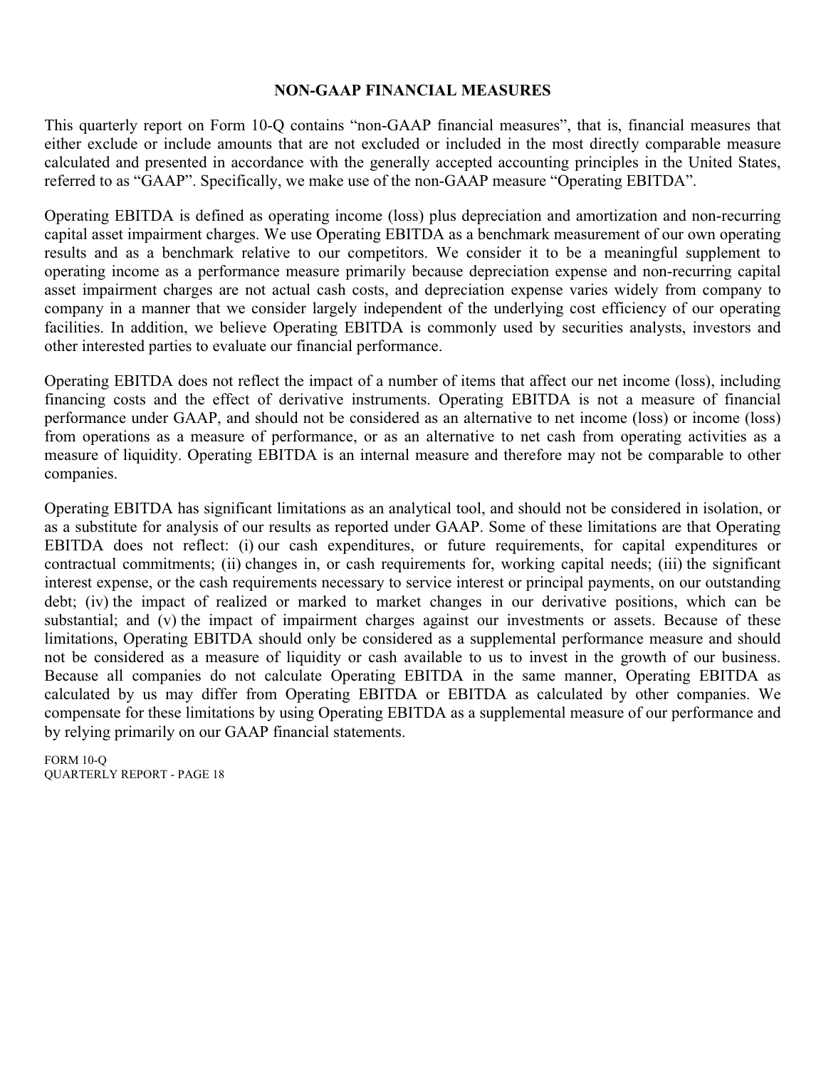## NON-GAAP FINANCIAL MEASURES

This quarterly report on Form 10-Q contains “non-GAAP financial measures”, that is, financial measures that either exclude or include amounts that are not excluded or included in the most directly comparable measure calculated and presented in accordance with the generally accepted accounting principles in the United States, referred to as “GAAP”. Specifically, we make use of the non-GAAP measure “Operating EBITDA”.

Operating EBITDA is defined as operating income (loss) plus depreciation and amortization and non-recurring capital asset impairment charges. We use Operating EBITDA as a benchmark measurement of our own operating results and as a benchmark relative to our competitors. We consider it to be a meaningful supplement to operating income as a performance measure primarily because depreciation expense and non-recurring capital asset impairment charges are not actual cash costs, and depreciation expense varies widely from company to company in a manner that we consider largely independent of the underlying cost efficiency of our operating facilities. In addition, we believe Operating EBITDA is commonly used by securities analysts, investors and other interested parties to evaluate our financial performance.

Operating EBITDA does not reflect the impact of a number of items that affect our net income (loss), including financing costs and the effect of derivative instruments. Operating EBITDA is not a measure of financial performance under GAAP, and should not be considered as an alternative to net income (loss) or income (loss) from operations as a measure of performance, or as an alternative to net cash from operating activities as a measure of liquidity. Operating EBITDA is an internal measure and therefore may not be comparable to other companies.

Operating EBITDA has significant limitations as an analytical tool, and should not be considered in isolation, or as a substitute for analysis of our results as reported under GAAP. Some of these limitations are that Operating EBITDA does not reflect: (i) our cash expenditures, or future requirements, for capital expenditures or contractual commitments; (ii) changes in, or cash requirements for, working capital needs; (iii) the significant interest expense, or the cash requirements necessary to service interest or principal payments, on our outstanding debt; (iv) the impact of realized or marked to market changes in our derivative positions, which can be substantial; and (v) the impact of impairment charges against our investments or assets. Because of these limitations, Operating EBITDA should only be considered as a supplemental performance measure and should not be considered as a measure of liquidity or cash available to us to invest in the growth of our business. Because all companies do not calculate Operating EBITDA in the same manner, Operating EBITDA as calculated by us may differ from Operating EBITDA or EBITDA as calculated by other companies. We compensate for these limitations by using Operating EBITDA as a supplemental measure of our performance and by relying primarily on our GAAP financial statements.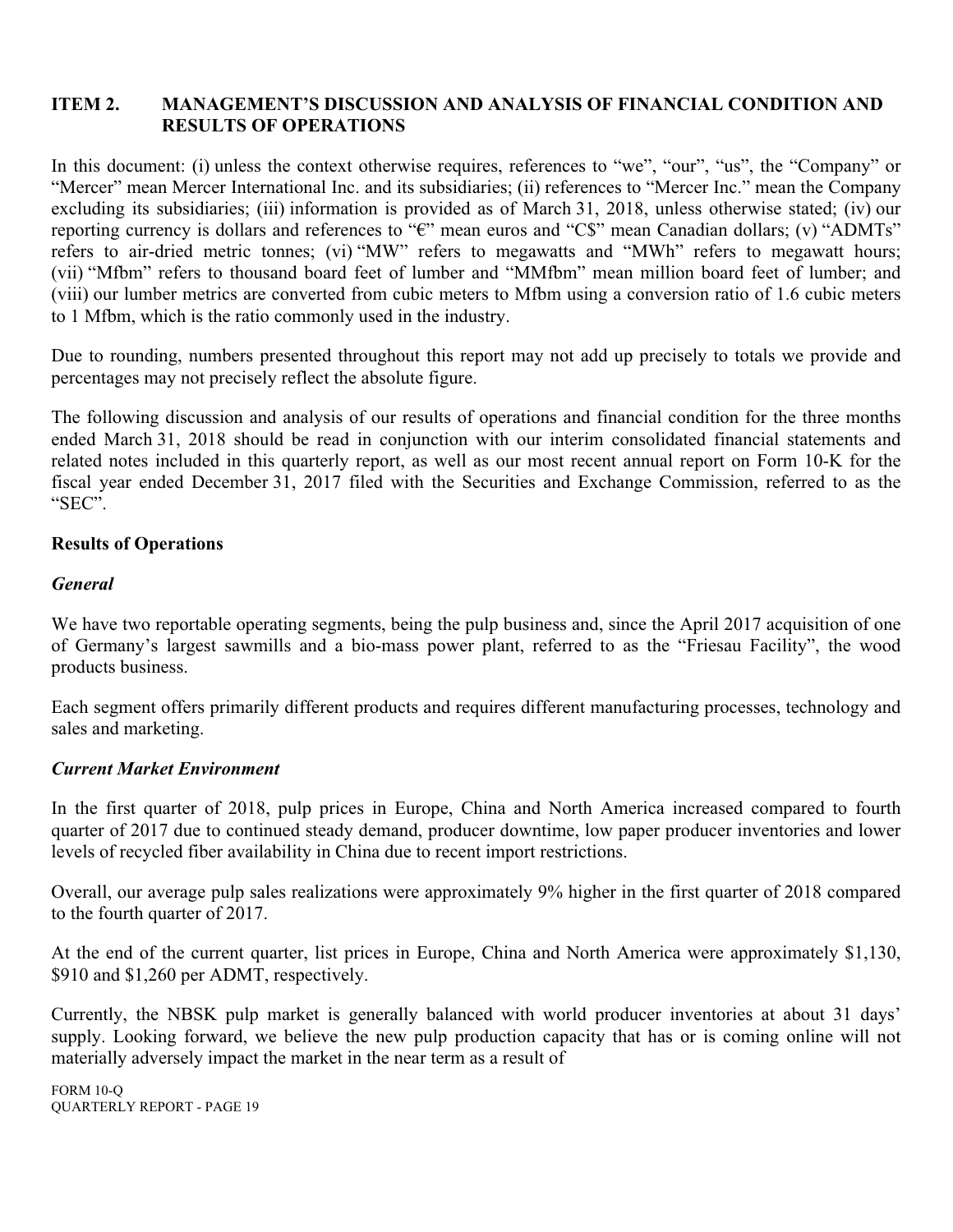## ITEM 2. MANAGEMENT'S DISCUSSION AND ANALYSIS OF FINANCIAL CONDITION AND RESULTS OF OPERATIONS

In this document: (i) unless the context otherwise requires, references to "we", "our", "us", the "Company" or "Mercer" mean Mercer International Inc. and its subsidiaries; (ii) references to "Mercer Inc." mean the Company excluding its subsidiaries; (iii) information is provided as of March 31, 2018, unless otherwise stated; (iv) our reporting currency is dollars and references to "€" mean euros and "C$" mean Canadian dollars; (v) "ADMTs" refers to air-dried metric tonnes; (vi) "MW" refers to megawatts and "MWh" refers to megawatt hours; (vii) "Mfbm" refers to thousand board feet of lumber and "MMfbm" mean million board feet of lumber; and (viii) our lumber metrics are converted from cubic meters to Mfbm using a conversion ratio of 1.6 cubic meters to 1 Mfbm, which is the ratio commonly used in the industry.

Due to rounding, numbers presented throughout this report may not add up precisely to totals we provide and percentages may not precisely reflect the absolute figure.

The following discussion and analysis of our results of operations and financial condition for the three months ended March 31, 2018 should be read in conjunction with our interim consolidated financial statements and related notes included in this quarterly report, as well as our most recent annual report on Form 10-K for the fiscal year ended December 31, 2017 filed with the Securities and Exchange Commission, referred to as the "SEC".

### Results of Operations

#### *General*

We have two reportable operating segments, being the pulp business and, since the April 2017 acquisition of one of Germany's largest sawmills and a bio-mass power plant, referred to as the "Friesau Facility", the wood products business.

Each segment offers primarily different products and requires different manufacturing processes, technology and sales and marketing.

#### *Current Market Environment*

In the first quarter of 2018, pulp prices in Europe, China and North America increased compared to fourth quarter of 2017 due to continued steady demand, producer downtime, low paper producer inventories and lower levels of recycled fiber availability in China due to recent import restrictions.

Overall, our average pulp sales realizations were approximately 9% higher in the first quarter of 2018 compared to the fourth quarter of 2017.

At the end of the current quarter, list prices in Europe, China and North America were approximately $1,130, $910 and $1,260 per ADMT, respectively.

Currently, the NBSK pulp market is generally balanced with world producer inventories at about 31 days' supply. Looking forward, we believe the new pulp production capacity that has or is coming online will not materially adversely impact the market in the near term as a result of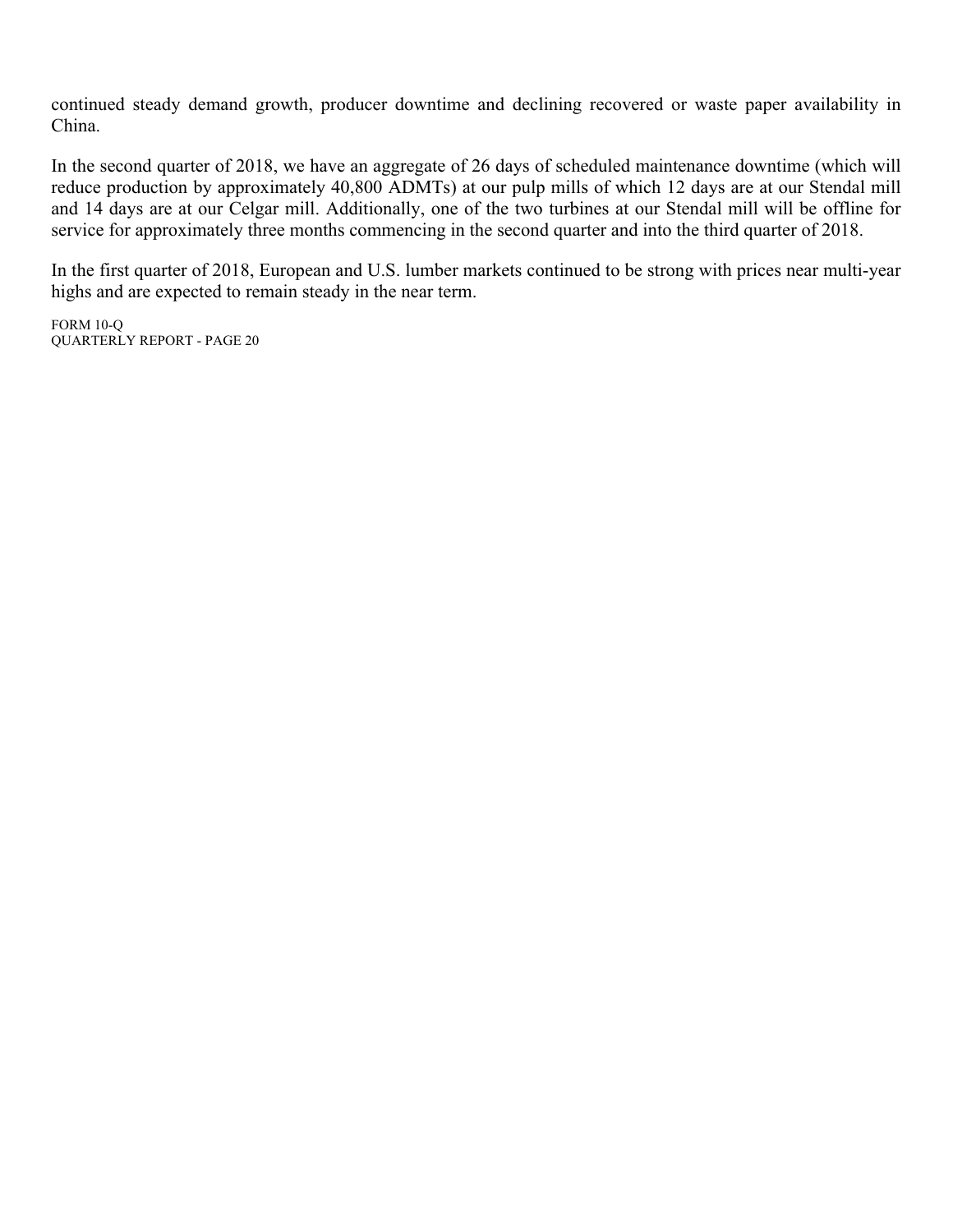continued steady demand growth, producer downtime and declining recovered or waste paper availability in China.

In the second quarter of 2018, we have an aggregate of 26 days of scheduled maintenance downtime (which will reduce production by approximately 40,800 ADMTs) at our pulp mills of which 12 days are at our Stendal mill and 14 days are at our Celgar mill. Additionally, one of the two turbines at our Stendal mill will be offline for service for approximately three months commencing in the second quarter and into the third quarter of 2018.

In the first quarter of 2018, European and U.S. lumber markets continued to be strong with prices near multi-year highs and are expected to remain steady in the near term.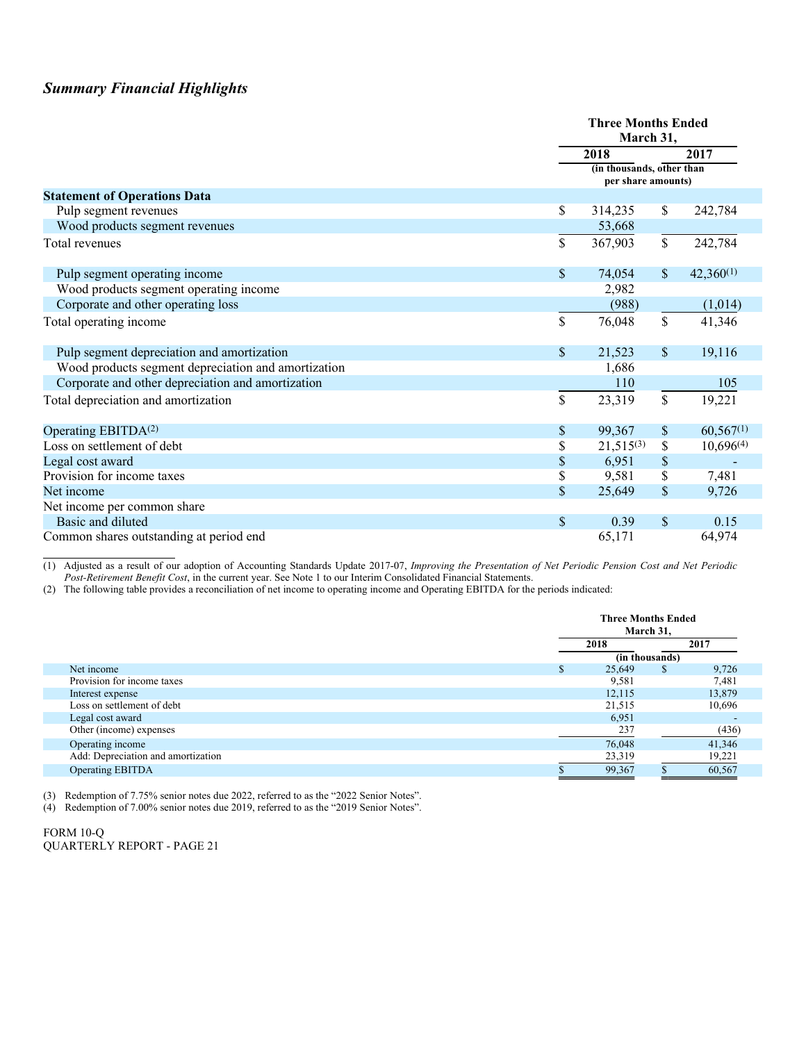### *Summary Financial Highlights*

| | Three Months Ended March 31, | |
|---|---|---|
| | 2018 | 2017 |
| | (in thousands, other than per share amounts) | |
| **Statement of Operations Data** | | |
| Pulp segment revenues | $ 314,235 | $ 242,784 |
| Wood products segment revenues | 53,668 | |
| Total revenues | $ 367,903 | $ 242,784 |
| Pulp segment operating income | $ 74,054 | $ 42,360[(1)] |
| Wood products segment operating income | 2,982 | |
| Corporate and other operating loss | (988) | (1,014) |
| Total operating income | $ 76,048 | $ 41,346 |
| Pulp segment depreciation and amortization | $ 21,523 | $ 19,116 |
| Wood products segment depreciation and amortization | 1,686 | |
| Corporate and other depreciation and amortization | 110 | 105 |
| Total depreciation and amortization | $ 23,319 | $ 19,221 |
| Operating EBITDA[(2)] | $ 99,367 | $ 60,567[(1)] |
| Loss on settlement of debt | $ 21,515[(3)] | $ 10,696[(4)] |
| Legal cost award | $ 6,951 | $ - |
| Provision for income taxes | $ 9,581 | $ 7,481 |
| Net income | $ 25,649 | $ 9,726 |
| Net income per common share | | |
| Basic and diluted | $ 0.39 | $ 0.15 |
| Common shares outstanding at period end | 65,171 | 64,974 |

(1) Adjusted as a result of our adoption of Accounting Standards Update 2017-07, *Improving the Presentation of Net Periodic Pension Cost and Net Periodic Post-Retirement Benefit Cost*, in the current year. See Note 1 to our Interim Consolidated Financial Statements.

(2) The following table provides a reconciliation of net income to operating income and Operating EBITDA for the periods indicated:

| | Three Months Ended March 31, | |
|---|---|---|
| | 2018 | 2017 |
| | (in thousands) | |
| Net income | $ 25,649 | $ 9,726 |
| Provision for income taxes | 9,581 | 7,481 |
| Interest expense | 12,115 | 13,879 |
| Loss on settlement of debt | 21,515 | 10,696 |
| Legal cost award | 6,951 | - |
| Other (income) expenses | 237 | (436) |
| Operating income | 76,048 | 41,346 |
| Add: Depreciation and amortization | 23,319 | 19,221 |
| Operating EBITDA | $ 99,367 | $ 60,567 |

(3) Redemption of 7.75% senior notes due 2022, referred to as the "2022 Senior Notes".

(4) Redemption of 7.00% senior notes due 2019, referred to as the "2019 Senior Notes".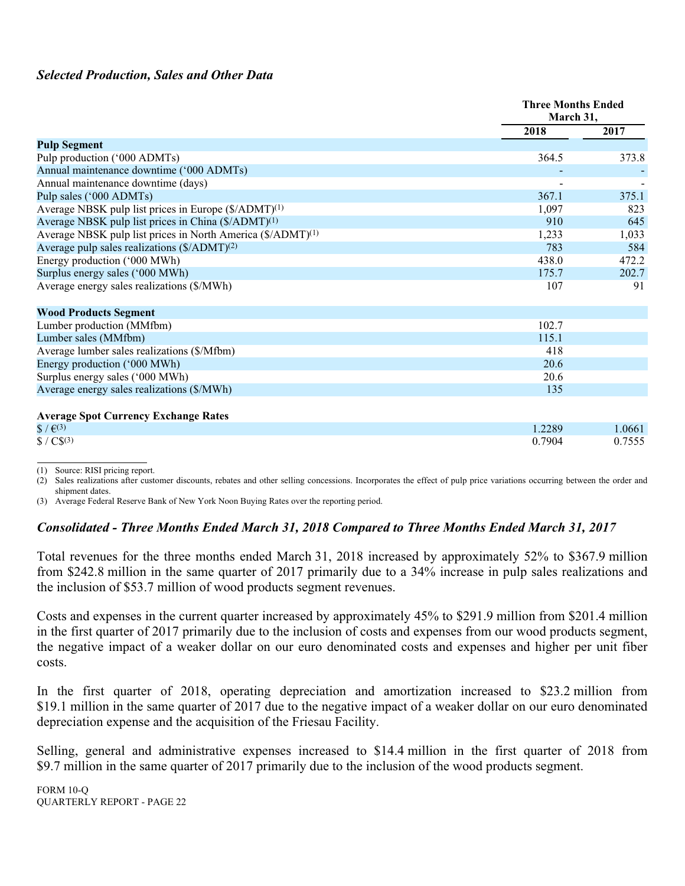### *Selected Production, Sales and Other Data*

| | Three Months Ended March 31, | |
|---|---|---|
| | 2018 | 2017 |
| **Pulp Segment** | | |
| Pulp production ('000 ADMTs) | 364.5 | 373.8 |
| Annual maintenance downtime ('000 ADMTs) | - | - |
| Annual maintenance downtime (days) | - | - |
| Pulp sales ('000 ADMTs) | 367.1 | 375.1 |
| Average NBSK pulp list prices in Europe ($/ADMT)(1) | 1,097 | 823 |
| Average NBSK pulp list prices in China ($/ADMT)(1) | 910 | 645 |
| Average NBSK pulp list prices in North America ($/ADMT)(1) | 1,233 | 1,033 |
| Average pulp sales realizations ($/ADMT)(2) | 783 | 584 |
| Energy production ('000 MWh) | 438.0 | 472.2 |
| Surplus energy sales ('000 MWh) | 175.7 | 202.7 |
| Average energy sales realizations ($/MWh) | 107 | 91 |
| **Wood Products Segment** | | |
| Lumber production (MMfbm) | 102.7 | |
| Lumber sales (MMfbm) | 115.1 | |
| Average lumber sales realizations ($/Mfbm) | 418 | |
| Energy production ('000 MWh) | 20.6 | |
| Surplus energy sales ('000 MWh) | 20.6 | |
| Average energy sales realizations ($/MWh) | 135 | |
| **Average Spot Currency Exchange Rates** | | |
| $ / €(3) | 1.2289 | 1.0661 |
| $ / C$(3) | 0.7904 | 0.7555 |

(1) Source: RISI pricing report.
(2) Sales realizations after customer discounts, rebates and other selling concessions. Incorporates the effect of pulp price variations occurring between the order and shipment dates.
(3) Average Federal Reserve Bank of New York Noon Buying Rates over the reporting period.

### *Consolidated - Three Months Ended March 31, 2018 Compared to Three Months Ended March 31, 2017*

Total revenues for the three months ended March 31, 2018 increased by approximately 52% to $367.9 million from $242.8 million in the same quarter of 2017 primarily due to a 34% increase in pulp sales realizations and the inclusion of $53.7 million of wood products segment revenues.

Costs and expenses in the current quarter increased by approximately 45% to $291.9 million from $201.4 million in the first quarter of 2017 primarily due to the inclusion of costs and expenses from our wood products segment, the negative impact of a weaker dollar on our euro denominated costs and expenses and higher per unit fiber costs.

In the first quarter of 2018, operating depreciation and amortization increased to $23.2 million from $19.1 million in the same quarter of 2017 due to the negative impact of a weaker dollar on our euro denominated depreciation expense and the acquisition of the Friesau Facility.

Selling, general and administrative expenses increased to $14.4 million in the first quarter of 2018 from $9.7 million in the same quarter of 2017 primarily due to the inclusion of the wood products segment.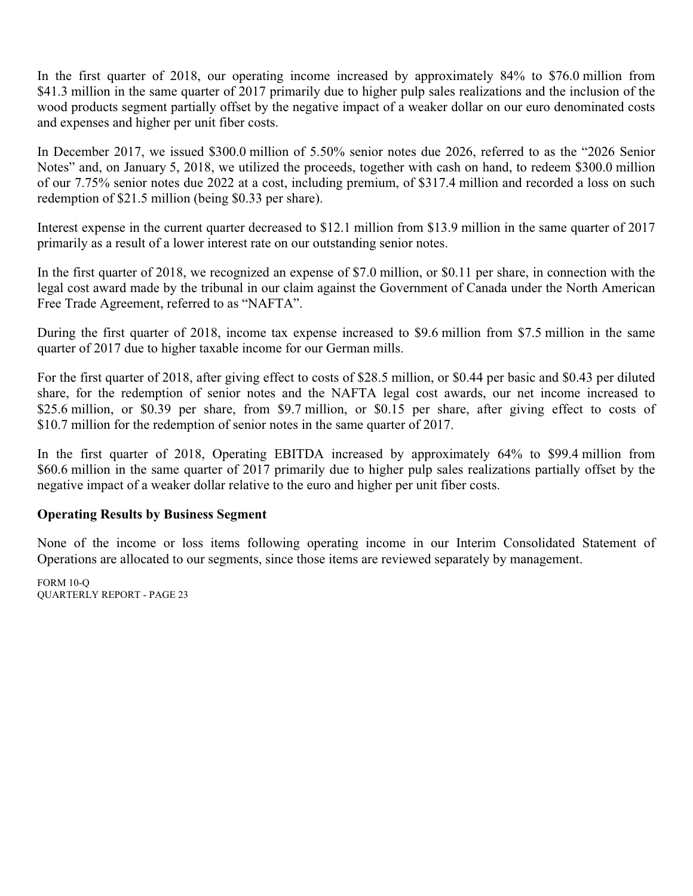In the first quarter of 2018, our operating income increased by approximately 84% to $76.0 million from $41.3 million in the same quarter of 2017 primarily due to higher pulp sales realizations and the inclusion of the wood products segment partially offset by the negative impact of a weaker dollar on our euro denominated costs and expenses and higher per unit fiber costs.

In December 2017, we issued $300.0 million of 5.50% senior notes due 2026, referred to as the "2026 Senior Notes" and, on January 5, 2018, we utilized the proceeds, together with cash on hand, to redeem $300.0 million of our 7.75% senior notes due 2022 at a cost, including premium, of $317.4 million and recorded a loss on such redemption of $21.5 million (being $0.33 per share).

Interest expense in the current quarter decreased to $12.1 million from $13.9 million in the same quarter of 2017 primarily as a result of a lower interest rate on our outstanding senior notes.

In the first quarter of 2018, we recognized an expense of $7.0 million, or $0.11 per share, in connection with the legal cost award made by the tribunal in our claim against the Government of Canada under the North American Free Trade Agreement, referred to as "NAFTA".

During the first quarter of 2018, income tax expense increased to $9.6 million from $7.5 million in the same quarter of 2017 due to higher taxable income for our German mills.

For the first quarter of 2018, after giving effect to costs of $28.5 million, or $0.44 per basic and $0.43 per diluted share, for the redemption of senior notes and the NAFTA legal cost awards, our net income increased to $25.6 million, or $0.39 per share, from $9.7 million, or $0.15 per share, after giving effect to costs of $10.7 million for the redemption of senior notes in the same quarter of 2017.

In the first quarter of 2018, Operating EBITDA increased by approximately 64% to $99.4 million from $60.6 million in the same quarter of 2017 primarily due to higher pulp sales realizations partially offset by the negative impact of a weaker dollar relative to the euro and higher per unit fiber costs.

## Operating Results by Business Segment

None of the income or loss items following operating income in our Interim Consolidated Statement of Operations are allocated to our segments, since those items are reviewed separately by management.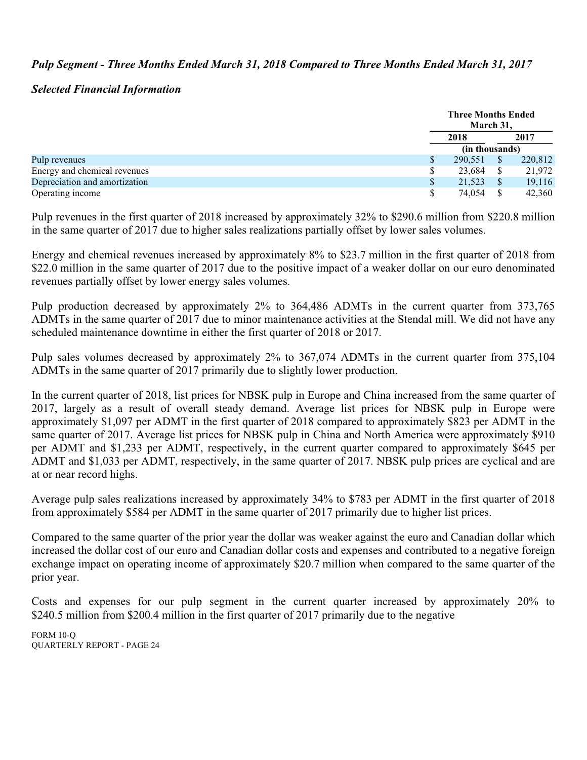*Pulp Segment - Three Months Ended March 31, 2018 Compared to Three Months Ended March 31, 2017*

*Selected Financial Information*

| | Three Months Ended March 31, | |
|---|---|---|
| | 2018 | 2017 |
| | (in thousands) | |
| Pulp revenues | $ 290,551 | $ 220,812 |
| Energy and chemical revenues | $ 23,684 | $ 21,972 |
| Depreciation and amortization | $ 21,523 | $ 19,116 |
| Operating income | $ 74,054 | $ 42,360 |

Pulp revenues in the first quarter of 2018 increased by approximately 32% to $290.6 million from $220.8 million in the same quarter of 2017 due to higher sales realizations partially offset by lower sales volumes.

Energy and chemical revenues increased by approximately 8% to $23.7 million in the first quarter of 2018 from $22.0 million in the same quarter of 2017 due to the positive impact of a weaker dollar on our euro denominated revenues partially offset by lower energy sales volumes.

Pulp production decreased by approximately 2% to 364,486 ADMTs in the current quarter from 373,765 ADMTs in the same quarter of 2017 due to minor maintenance activities at the Stendal mill. We did not have any scheduled maintenance downtime in either the first quarter of 2018 or 2017.

Pulp sales volumes decreased by approximately 2% to 367,074 ADMTs in the current quarter from 375,104 ADMTs in the same quarter of 2017 primarily due to slightly lower production.

In the current quarter of 2018, list prices for NBSK pulp in Europe and China increased from the same quarter of 2017, largely as a result of overall steady demand. Average list prices for NBSK pulp in Europe were approximately $1,097 per ADMT in the first quarter of 2018 compared to approximately $823 per ADMT in the same quarter of 2017. Average list prices for NBSK pulp in China and North America were approximately $910 per ADMT and $1,233 per ADMT, respectively, in the current quarter compared to approximately $645 per ADMT and $1,033 per ADMT, respectively, in the same quarter of 2017. NBSK pulp prices are cyclical and are at or near record highs.

Average pulp sales realizations increased by approximately 34% to $783 per ADMT in the first quarter of 2018 from approximately $584 per ADMT in the same quarter of 2017 primarily due to higher list prices.

Compared to the same quarter of the prior year the dollar was weaker against the euro and Canadian dollar which increased the dollar cost of our euro and Canadian dollar costs and expenses and contributed to a negative foreign exchange impact on operating income of approximately $20.7 million when compared to the same quarter of the prior year.

Costs and expenses for our pulp segment in the current quarter increased by approximately 20% to $240.5 million from $200.4 million in the first quarter of 2017 primarily due to the negative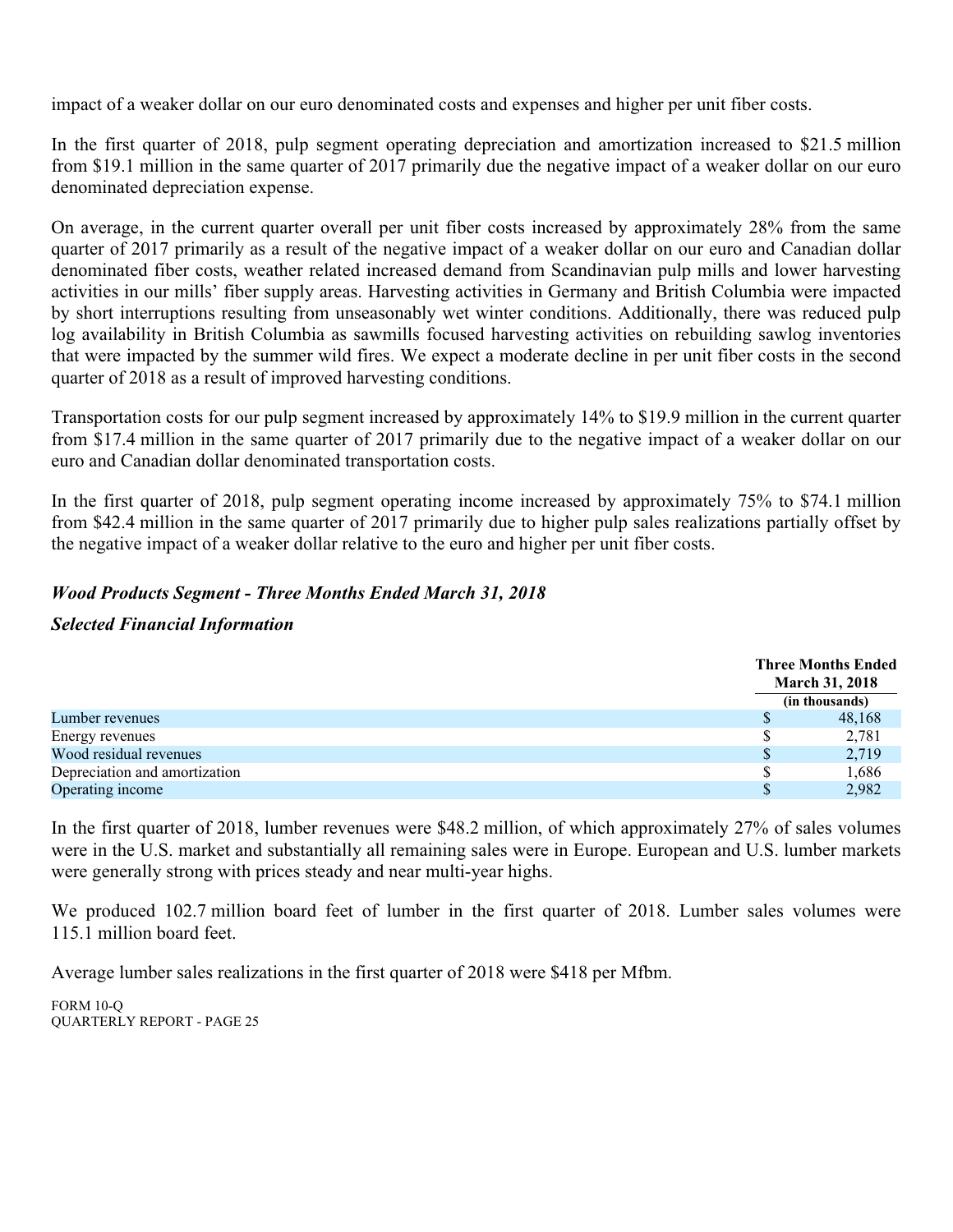impact of a weaker dollar on our euro denominated costs and expenses and higher per unit fiber costs.

In the first quarter of 2018, pulp segment operating depreciation and amortization increased to $21.5 million from $19.1 million in the same quarter of 2017 primarily due the negative impact of a weaker dollar on our euro denominated depreciation expense.

On average, in the current quarter overall per unit fiber costs increased by approximately 28% from the same quarter of 2017 primarily as a result of the negative impact of a weaker dollar on our euro and Canadian dollar denominated fiber costs, weather related increased demand from Scandinavian pulp mills and lower harvesting activities in our mills' fiber supply areas. Harvesting activities in Germany and British Columbia were impacted by short interruptions resulting from unseasonably wet winter conditions. Additionally, there was reduced pulp log availability in British Columbia as sawmills focused harvesting activities on rebuilding sawlog inventories that were impacted by the summer wild fires. We expect a moderate decline in per unit fiber costs in the second quarter of 2018 as a result of improved harvesting conditions.

Transportation costs for our pulp segment increased by approximately 14% to $19.9 million in the current quarter from $17.4 million in the same quarter of 2017 primarily due to the negative impact of a weaker dollar on our euro and Canadian dollar denominated transportation costs.

In the first quarter of 2018, pulp segment operating income increased by approximately 75% to $74.1 million from $42.4 million in the same quarter of 2017 primarily due to higher pulp sales realizations partially offset by the negative impact of a weaker dollar relative to the euro and higher per unit fiber costs.

***Wood Products Segment - Three Months Ended March 31, 2018***

***Selected Financial Information***

| | Three Months Ended March 31, 2018 (in thousands) |
|---|---|
| Lumber revenues | $ 48,168 |
| Energy revenues | $ 2,781 |
| Wood residual revenues | $ 2,719 |
| Depreciation and amortization | $ 1,686 |
| Operating income | $ 2,982 |

In the first quarter of 2018, lumber revenues were $48.2 million, of which approximately 27% of sales volumes were in the U.S. market and substantially all remaining sales were in Europe. European and U.S. lumber markets were generally strong with prices steady and near multi-year highs.

We produced 102.7 million board feet of lumber in the first quarter of 2018. Lumber sales volumes were 115.1 million board feet.

Average lumber sales realizations in the first quarter of 2018 were $418 per Mfbm.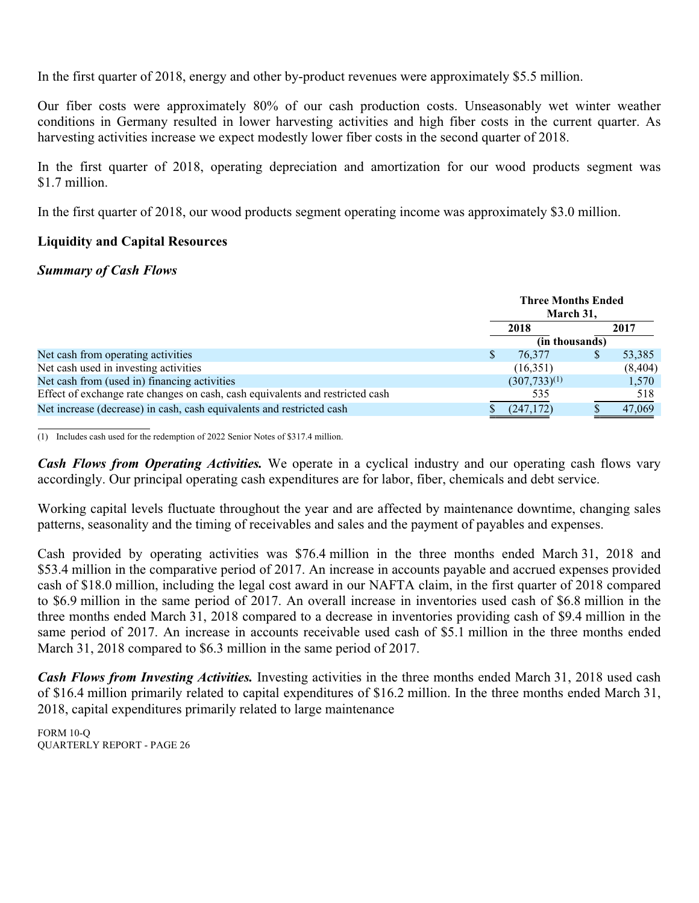In the first quarter of 2018, energy and other by-product revenues were approximately $5.5 million.

Our fiber costs were approximately 80% of our cash production costs. Unseasonably wet winter weather conditions in Germany resulted in lower harvesting activities and high fiber costs in the current quarter. As harvesting activities increase we expect modestly lower fiber costs in the second quarter of 2018.

In the first quarter of 2018, operating depreciation and amortization for our wood products segment was $1.7 million.

In the first quarter of 2018, our wood products segment operating income was approximately $3.0 million.

## Liquidity and Capital Resources

### *Summary of Cash Flows*

| | Three Months Ended March 31, | |
|---|---|---|
| | 2018 | 2017 |
| | (in thousands) | |
| Net cash from operating activities | $ 76,377 | $ 53,385 |
| Net cash used in investing activities | (16,351) | (8,404) |
| Net cash from (used in) financing activities | (307,733)[(1)] | 1,570 |
| Effect of exchange rate changes on cash, cash equivalents and restricted cash | 535 | 518 |
| Net increase (decrease) in cash, cash equivalents and restricted cash | $ (247,172) | $ 47,069 |

(1) Includes cash used for the redemption of 2022 Senior Notes of $317.4 million.

***Cash Flows from Operating Activities.*** We operate in a cyclical industry and our operating cash flows vary accordingly. Our principal operating cash expenditures are for labor, fiber, chemicals and debt service.

Working capital levels fluctuate throughout the year and are affected by maintenance downtime, changing sales patterns, seasonality and the timing of receivables and sales and the payment of payables and expenses.

Cash provided by operating activities was $76.4 million in the three months ended March 31, 2018 and $53.4 million in the comparative period of 2017. An increase in accounts payable and accrued expenses provided cash of $18.0 million, including the legal cost award in our NAFTA claim, in the first quarter of 2018 compared to $6.9 million in the same period of 2017. An overall increase in inventories used cash of $6.8 million in the three months ended March 31, 2018 compared to a decrease in inventories providing cash of $9.4 million in the same period of 2017. An increase in accounts receivable used cash of $5.1 million in the three months ended March 31, 2018 compared to $6.3 million in the same period of 2017.

***Cash Flows from Investing Activities.*** Investing activities in the three months ended March 31, 2018 used cash of $16.4 million primarily related to capital expenditures of $16.2 million. In the three months ended March 31, 2018, capital expenditures primarily related to large maintenance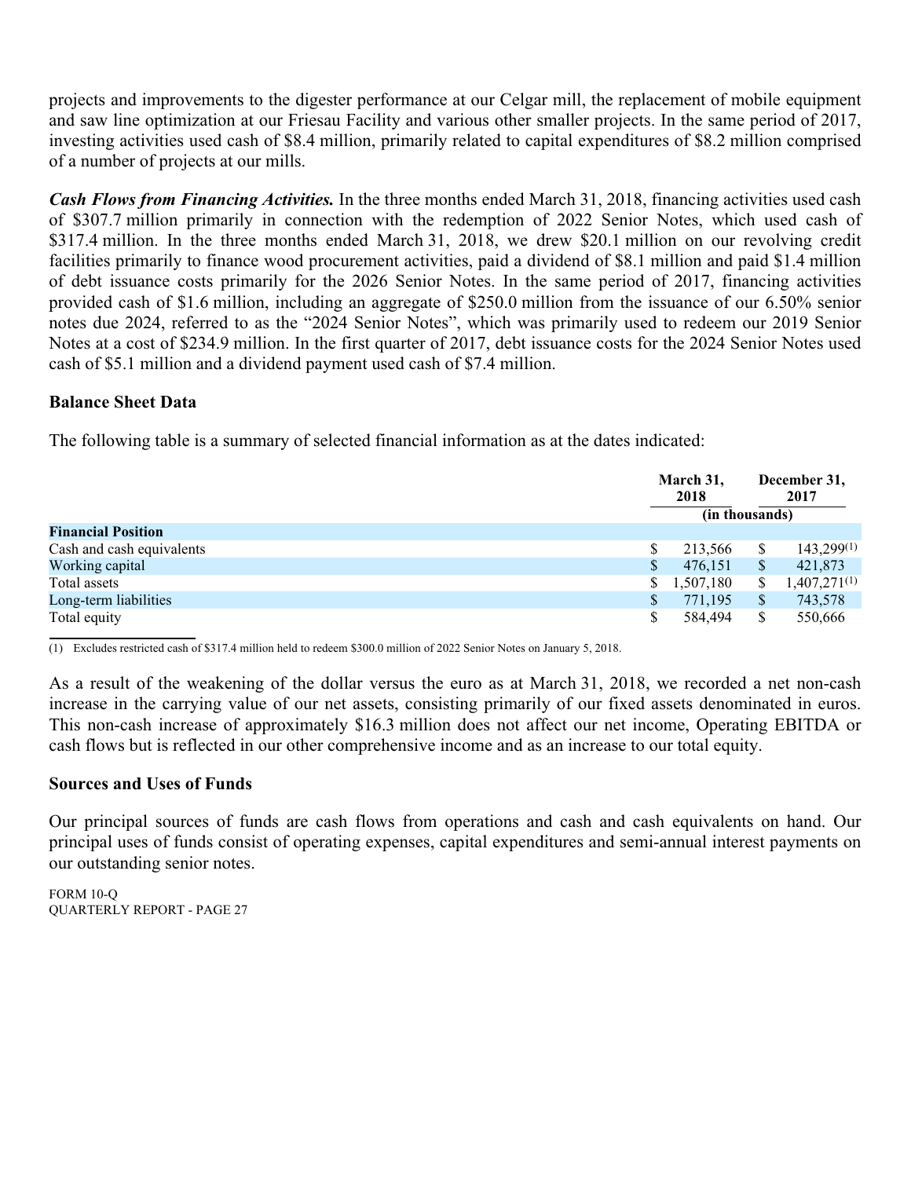projects and improvements to the digester performance at our Celgar mill, the replacement of mobile equipment and saw line optimization at our Friesau Facility and various other smaller projects. In the same period of 2017, investing activities used cash of $8.4 million, primarily related to capital expenditures of $8.2 million comprised of a number of projects at our mills.

***Cash Flows from Financing Activities.*** In the three months ended March 31, 2018, financing activities used cash of $307.7 million primarily in connection with the redemption of 2022 Senior Notes, which used cash of $317.4 million. In the three months ended March 31, 2018, we drew $20.1 million on our revolving credit facilities primarily to finance wood procurement activities, paid a dividend of $8.1 million and paid $1.4 million of debt issuance costs primarily for the 2026 Senior Notes. In the same period of 2017, financing activities provided cash of $1.6 million, including an aggregate of $250.0 million from the issuance of our 6.50% senior notes due 2024, referred to as the "2024 Senior Notes", which was primarily used to redeem our 2019 Senior Notes at a cost of $234.9 million. In the first quarter of 2017, debt issuance costs for the 2024 Senior Notes used cash of $5.1 million and a dividend payment used cash of $7.4 million.

### Balance Sheet Data

The following table is a summary of selected financial information as at the dates indicated:

| | March 31, 2018 | December 31, 2017 |
|---|---|---|
| | (in thousands) | |
| **Financial Position** | | |
| Cash and cash equivalents | $ 213,566 | $ 143,299[(1)] |
| Working capital | $ 476,151 | $ 421,873 |
| Total assets | $ 1,507,180 | $ 1,407,271[(1)] |
| Long-term liabilities | $ 771,195 | $ 743,578 |
| Total equity | $ 584,494 | $ 550,666 |

(1) Excludes restricted cash of $317.4 million held to redeem $300.0 million of 2022 Senior Notes on January 5, 2018.

As a result of the weakening of the dollar versus the euro as at March 31, 2018, we recorded a net non-cash increase in the carrying value of our net assets, consisting primarily of our fixed assets denominated in euros. This non-cash increase of approximately $16.3 million does not affect our net income, Operating EBITDA or cash flows but is reflected in our other comprehensive income and as an increase to our total equity.

### Sources and Uses of Funds

Our principal sources of funds are cash flows from operations and cash and cash equivalents on hand. Our principal uses of funds consist of operating expenses, capital expenditures and semi-annual interest payments on our outstanding senior notes.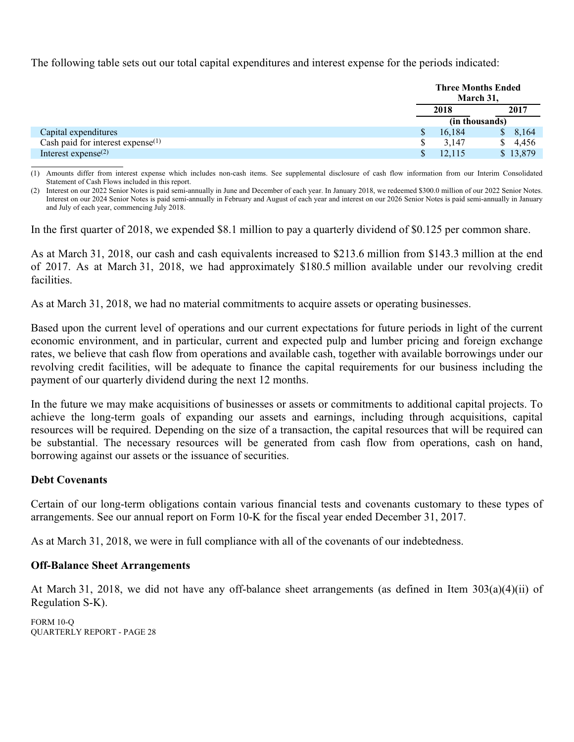The following table sets out our total capital expenditures and interest expense for the periods indicated:

| | Three Months Ended March 31, | |
|---|---|---|
| | 2018 | 2017 |
| | (in thousands) | |
| Capital expenditures | $ 16,184 | $ 8,164 |
| Cash paid for interest expense[(1)] | $ 3,147 | $ 4,456 |
| Interest expense[(2)] | $ 12,115 | $ 13,879 |

(1) Amounts differ from interest expense which includes non-cash items. See supplemental disclosure of cash flow information from our Interim Consolidated Statement of Cash Flows included in this report.

(2) Interest on our 2022 Senior Notes is paid semi-annually in June and December of each year. In January 2018, we redeemed $300.0 million of our 2022 Senior Notes. Interest on our 2024 Senior Notes is paid semi-annually in February and August of each year and interest on our 2026 Senior Notes is paid semi-annually in January and July of each year, commencing July 2018.

In the first quarter of 2018, we expended $8.1 million to pay a quarterly dividend of $0.125 per common share.

As at March 31, 2018, our cash and cash equivalents increased to $213.6 million from $143.3 million at the end of 2017. As at March 31, 2018, we had approximately $180.5 million available under our revolving credit facilities.

As at March 31, 2018, we had no material commitments to acquire assets or operating businesses.

Based upon the current level of operations and our current expectations for future periods in light of the current economic environment, and in particular, current and expected pulp and lumber pricing and foreign exchange rates, we believe that cash flow from operations and available cash, together with available borrowings under our revolving credit facilities, will be adequate to finance the capital requirements for our business including the payment of our quarterly dividend during the next 12 months.

In the future we may make acquisitions of businesses or assets or commitments to additional capital projects. To achieve the long-term goals of expanding our assets and earnings, including through acquisitions, capital resources will be required. Depending on the size of a transaction, the capital resources that will be required can be substantial. The necessary resources will be generated from cash flow from operations, cash on hand, borrowing against our assets or the issuance of securities.

### Debt Covenants

Certain of our long-term obligations contain various financial tests and covenants customary to these types of arrangements. See our annual report on Form 10-K for the fiscal year ended December 31, 2017.

As at March 31, 2018, we were in full compliance with all of the covenants of our indebtedness.

### Off-Balance Sheet Arrangements

At March 31, 2018, we did not have any off-balance sheet arrangements (as defined in Item 303(a)(4)(ii) of Regulation S-K).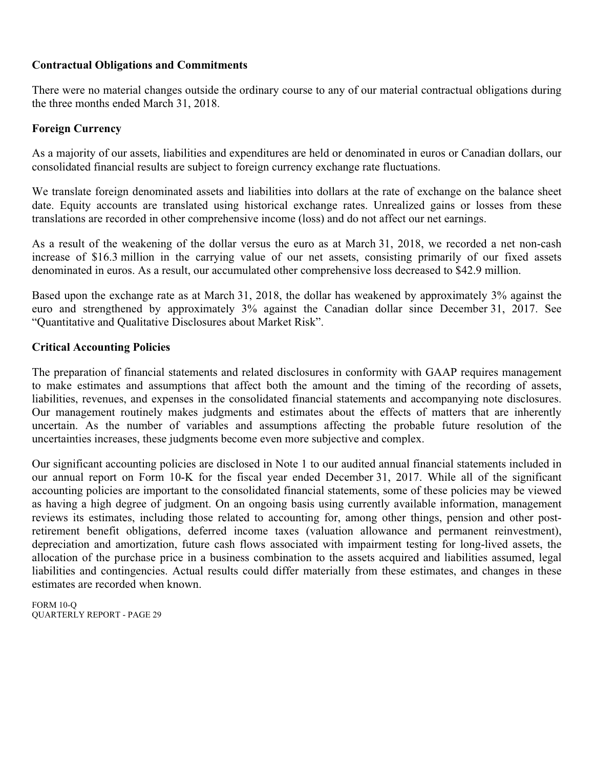**Contractual Obligations and Commitments**

There were no material changes outside the ordinary course to any of our material contractual obligations during the three months ended March 31, 2018.

**Foreign Currency**

As a majority of our assets, liabilities and expenditures are held or denominated in euros or Canadian dollars, our consolidated financial results are subject to foreign currency exchange rate fluctuations.

We translate foreign denominated assets and liabilities into dollars at the rate of exchange on the balance sheet date. Equity accounts are translated using historical exchange rates. Unrealized gains or losses from these translations are recorded in other comprehensive income (loss) and do not affect our net earnings.

As a result of the weakening of the dollar versus the euro as at March 31, 2018, we recorded a net non-cash increase of $16.3 million in the carrying value of our net assets, consisting primarily of our fixed assets denominated in euros. As a result, our accumulated other comprehensive loss decreased to $42.9 million.

Based upon the exchange rate as at March 31, 2018, the dollar has weakened by approximately 3% against the euro and strengthened by approximately 3% against the Canadian dollar since December 31, 2017. See "Quantitative and Qualitative Disclosures about Market Risk".

**Critical Accounting Policies**

The preparation of financial statements and related disclosures in conformity with GAAP requires management to make estimates and assumptions that affect both the amount and the timing of the recording of assets, liabilities, revenues, and expenses in the consolidated financial statements and accompanying note disclosures. Our management routinely makes judgments and estimates about the effects of matters that are inherently uncertain. As the number of variables and assumptions affecting the probable future resolution of the uncertainties increases, these judgments become even more subjective and complex.

Our significant accounting policies are disclosed in Note 1 to our audited annual financial statements included in our annual report on Form 10-K for the fiscal year ended December 31, 2017. While all of the significant accounting policies are important to the consolidated financial statements, some of these policies may be viewed as having a high degree of judgment. On an ongoing basis using currently available information, management reviews its estimates, including those related to accounting for, among other things, pension and other post-retirement benefit obligations, deferred income taxes (valuation allowance and permanent reinvestment), depreciation and amortization, future cash flows associated with impairment testing for long-lived assets, the allocation of the purchase price in a business combination to the assets acquired and liabilities assumed, legal liabilities and contingencies. Actual results could differ materially from these estimates, and changes in these estimates are recorded when known.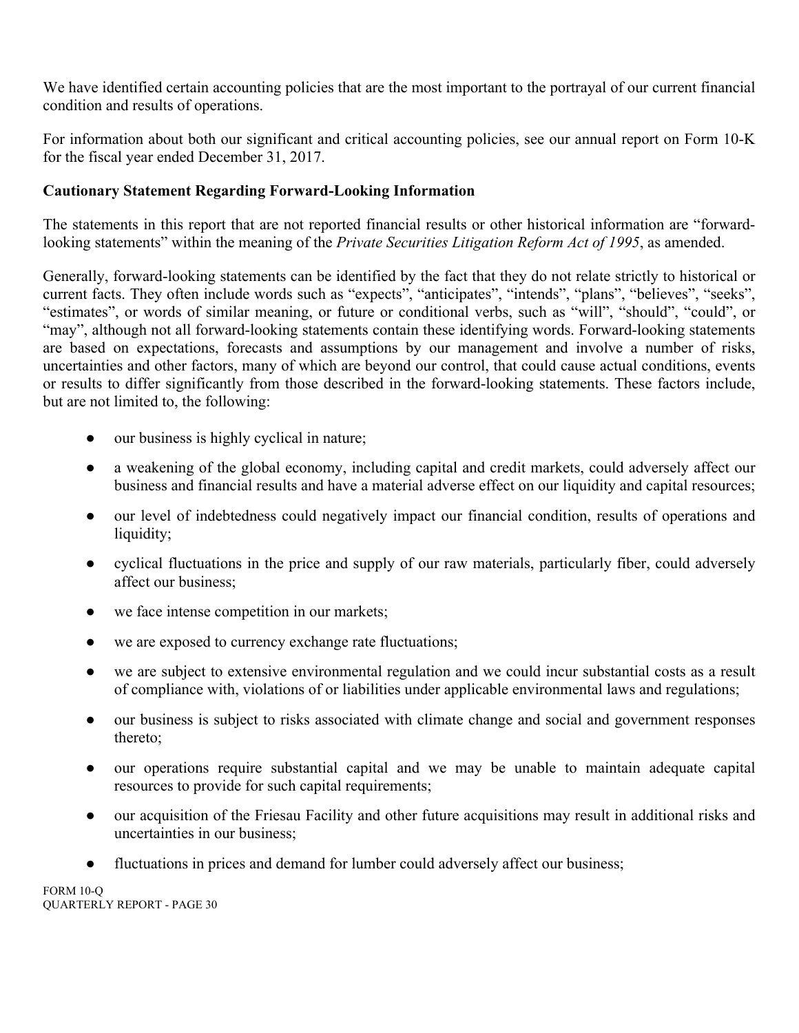We have identified certain accounting policies that are the most important to the portrayal of our current financial condition and results of operations.

For information about both our significant and critical accounting policies, see our annual report on Form 10-K for the fiscal year ended December 31, 2017.

**Cautionary Statement Regarding Forward-Looking Information**

The statements in this report that are not reported financial results or other historical information are "forward-looking statements" within the meaning of the *Private Securities Litigation Reform Act of 1995*, as amended.

Generally, forward-looking statements can be identified by the fact that they do not relate strictly to historical or current facts. They often include words such as "expects", "anticipates", "intends", "plans", "believes", "seeks", "estimates", or words of similar meaning, or future or conditional verbs, such as "will", "should", "could", or "may", although not all forward-looking statements contain these identifying words. Forward-looking statements are based on expectations, forecasts and assumptions by our management and involve a number of risks, uncertainties and other factors, many of which are beyond our control, that could cause actual conditions, events or results to differ significantly from those described in the forward-looking statements. These factors include, but are not limited to, the following:

- our business is highly cyclical in nature;
- a weakening of the global economy, including capital and credit markets, could adversely affect our business and financial results and have a material adverse effect on our liquidity and capital resources;
- our level of indebtedness could negatively impact our financial condition, results of operations and liquidity;
- cyclical fluctuations in the price and supply of our raw materials, particularly fiber, could adversely affect our business;
- we face intense competition in our markets;
- we are exposed to currency exchange rate fluctuations;
- we are subject to extensive environmental regulation and we could incur substantial costs as a result of compliance with, violations of or liabilities under applicable environmental laws and regulations;
- our business is subject to risks associated with climate change and social and government responses thereto;
- our operations require substantial capital and we may be unable to maintain adequate capital resources to provide for such capital requirements;
- our acquisition of the Friesau Facility and other future acquisitions may result in additional risks and uncertainties in our business;
- fluctuations in prices and demand for lumber could adversely affect our business;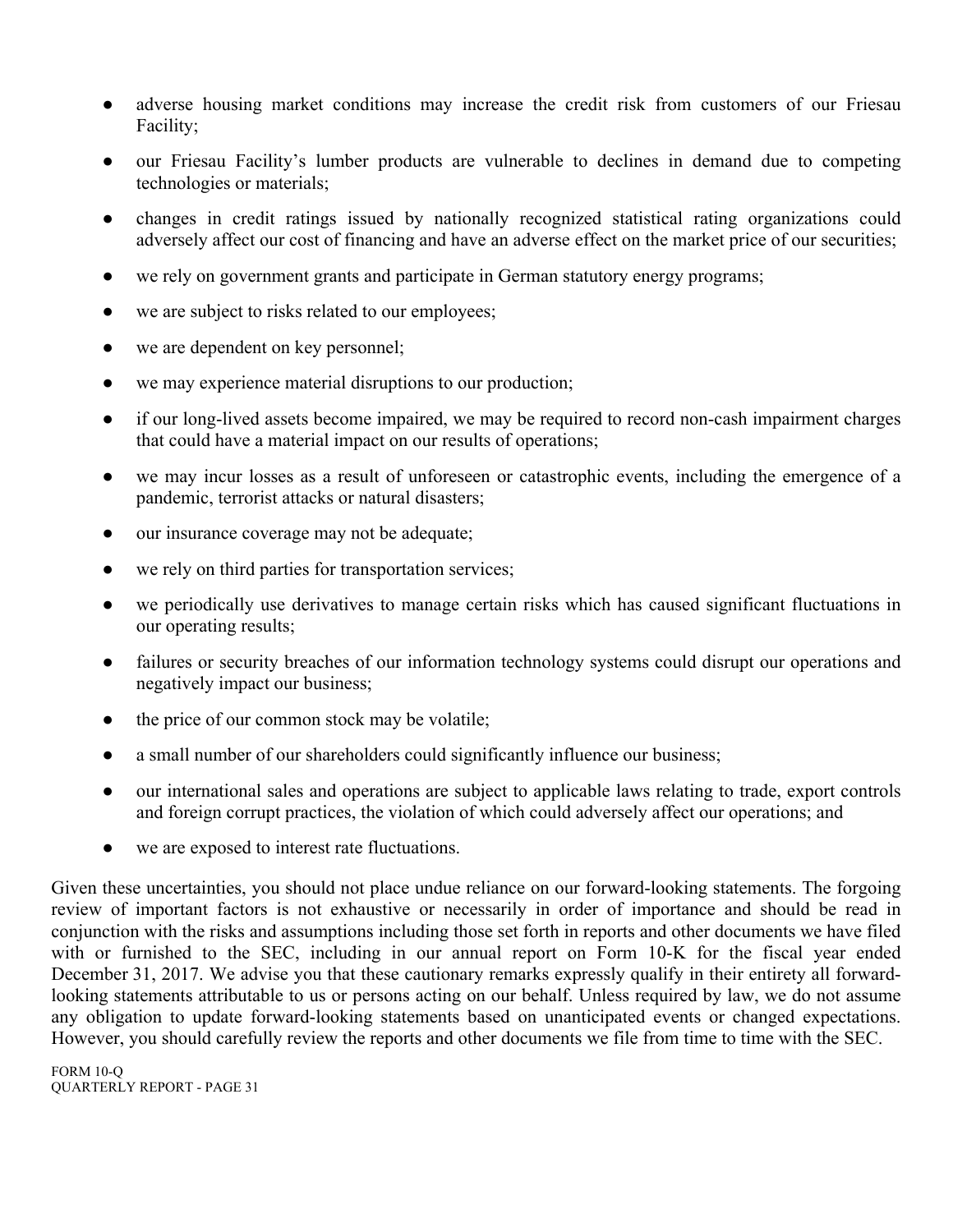- adverse housing market conditions may increase the credit risk from customers of our Friesau Facility;
- our Friesau Facility's lumber products are vulnerable to declines in demand due to competing technologies or materials;
- changes in credit ratings issued by nationally recognized statistical rating organizations could adversely affect our cost of financing and have an adverse effect on the market price of our securities;
- we rely on government grants and participate in German statutory energy programs;
- we are subject to risks related to our employees;
- we are dependent on key personnel;
- we may experience material disruptions to our production;
- if our long-lived assets become impaired, we may be required to record non-cash impairment charges that could have a material impact on our results of operations;
- we may incur losses as a result of unforeseen or catastrophic events, including the emergence of a pandemic, terrorist attacks or natural disasters;
- our insurance coverage may not be adequate;
- we rely on third parties for transportation services;
- we periodically use derivatives to manage certain risks which has caused significant fluctuations in our operating results;
- failures or security breaches of our information technology systems could disrupt our operations and negatively impact our business;
- the price of our common stock may be volatile;
- a small number of our shareholders could significantly influence our business;
- our international sales and operations are subject to applicable laws relating to trade, export controls and foreign corrupt practices, the violation of which could adversely affect our operations; and
- we are exposed to interest rate fluctuations.

Given these uncertainties, you should not place undue reliance on our forward-looking statements. The forgoing review of important factors is not exhaustive or necessarily in order of importance and should be read in conjunction with the risks and assumptions including those set forth in reports and other documents we have filed with or furnished to the SEC, including in our annual report on Form 10-K for the fiscal year ended December 31, 2017. We advise you that these cautionary remarks expressly qualify in their entirety all forward-looking statements attributable to us or persons acting on our behalf. Unless required by law, we do not assume any obligation to update forward-looking statements based on unanticipated events or changed expectations. However, you should carefully review the reports and other documents we file from time to time with the SEC.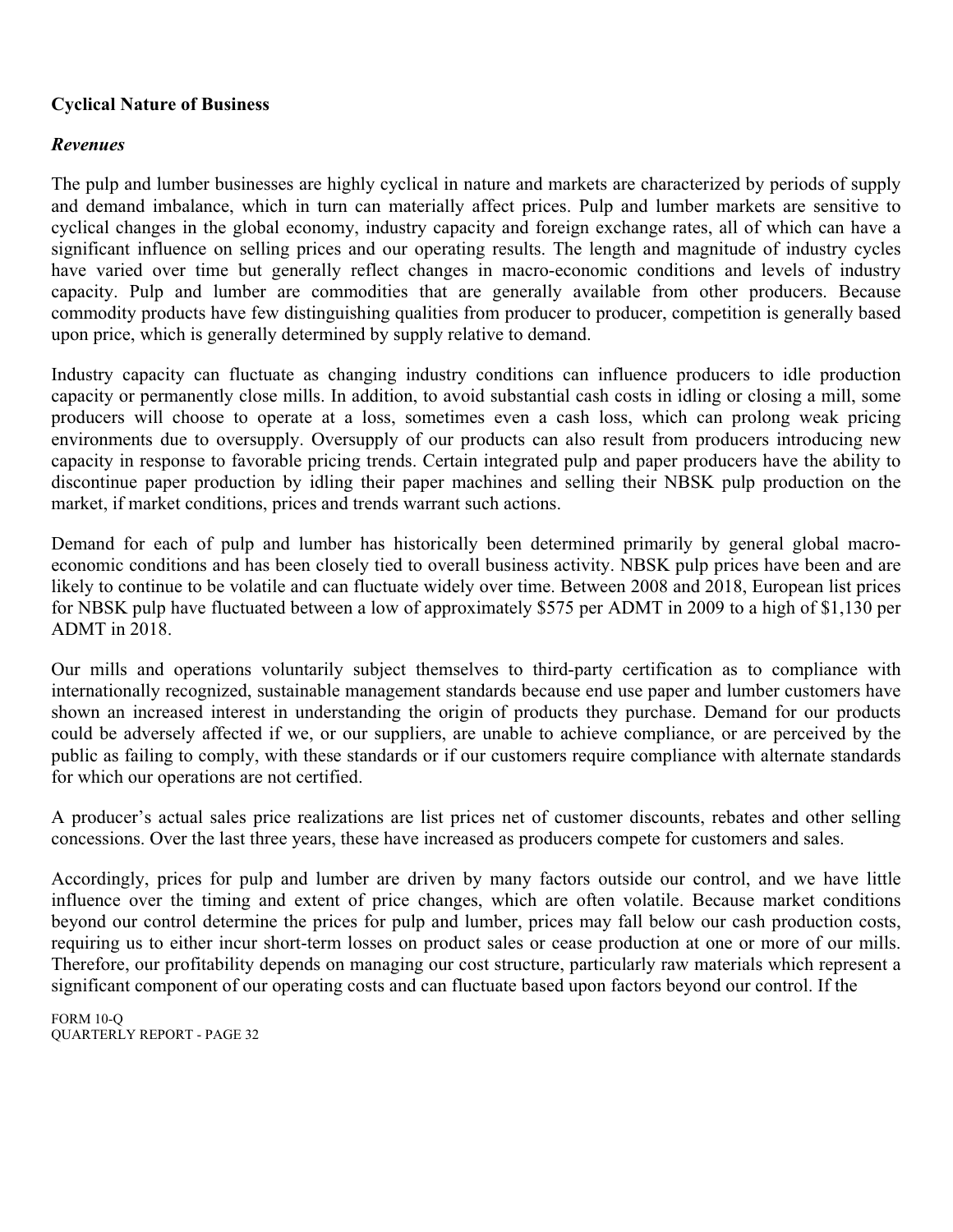**Cyclical Nature of Business**

***Revenues***

The pulp and lumber businesses are highly cyclical in nature and markets are characterized by periods of supply and demand imbalance, which in turn can materially affect prices. Pulp and lumber markets are sensitive to cyclical changes in the global economy, industry capacity and foreign exchange rates, all of which can have a significant influence on selling prices and our operating results. The length and magnitude of industry cycles have varied over time but generally reflect changes in macro-economic conditions and levels of industry capacity. Pulp and lumber are commodities that are generally available from other producers. Because commodity products have few distinguishing qualities from producer to producer, competition is generally based upon price, which is generally determined by supply relative to demand.

Industry capacity can fluctuate as changing industry conditions can influence producers to idle production capacity or permanently close mills. In addition, to avoid substantial cash costs in idling or closing a mill, some producers will choose to operate at a loss, sometimes even a cash loss, which can prolong weak pricing environments due to oversupply. Oversupply of our products can also result from producers introducing new capacity in response to favorable pricing trends. Certain integrated pulp and paper producers have the ability to discontinue paper production by idling their paper machines and selling their NBSK pulp production on the market, if market conditions, prices and trends warrant such actions.

Demand for each of pulp and lumber has historically been determined primarily by general global macro-economic conditions and has been closely tied to overall business activity. NBSK pulp prices have been and are likely to continue to be volatile and can fluctuate widely over time. Between 2008 and 2018, European list prices for NBSK pulp have fluctuated between a low of approximately $575 per ADMT in 2009 to a high of $1,130 per ADMT in 2018.

Our mills and operations voluntarily subject themselves to third-party certification as to compliance with internationally recognized, sustainable management standards because end use paper and lumber customers have shown an increased interest in understanding the origin of products they purchase. Demand for our products could be adversely affected if we, or our suppliers, are unable to achieve compliance, or are perceived by the public as failing to comply, with these standards or if our customers require compliance with alternate standards for which our operations are not certified.

A producer's actual sales price realizations are list prices net of customer discounts, rebates and other selling concessions. Over the last three years, these have increased as producers compete for customers and sales.

Accordingly, prices for pulp and lumber are driven by many factors outside our control, and we have little influence over the timing and extent of price changes, which are often volatile. Because market conditions beyond our control determine the prices for pulp and lumber, prices may fall below our cash production costs, requiring us to either incur short-term losses on product sales or cease production at one or more of our mills. Therefore, our profitability depends on managing our cost structure, particularly raw materials which represent a significant component of our operating costs and can fluctuate based upon factors beyond our control. If the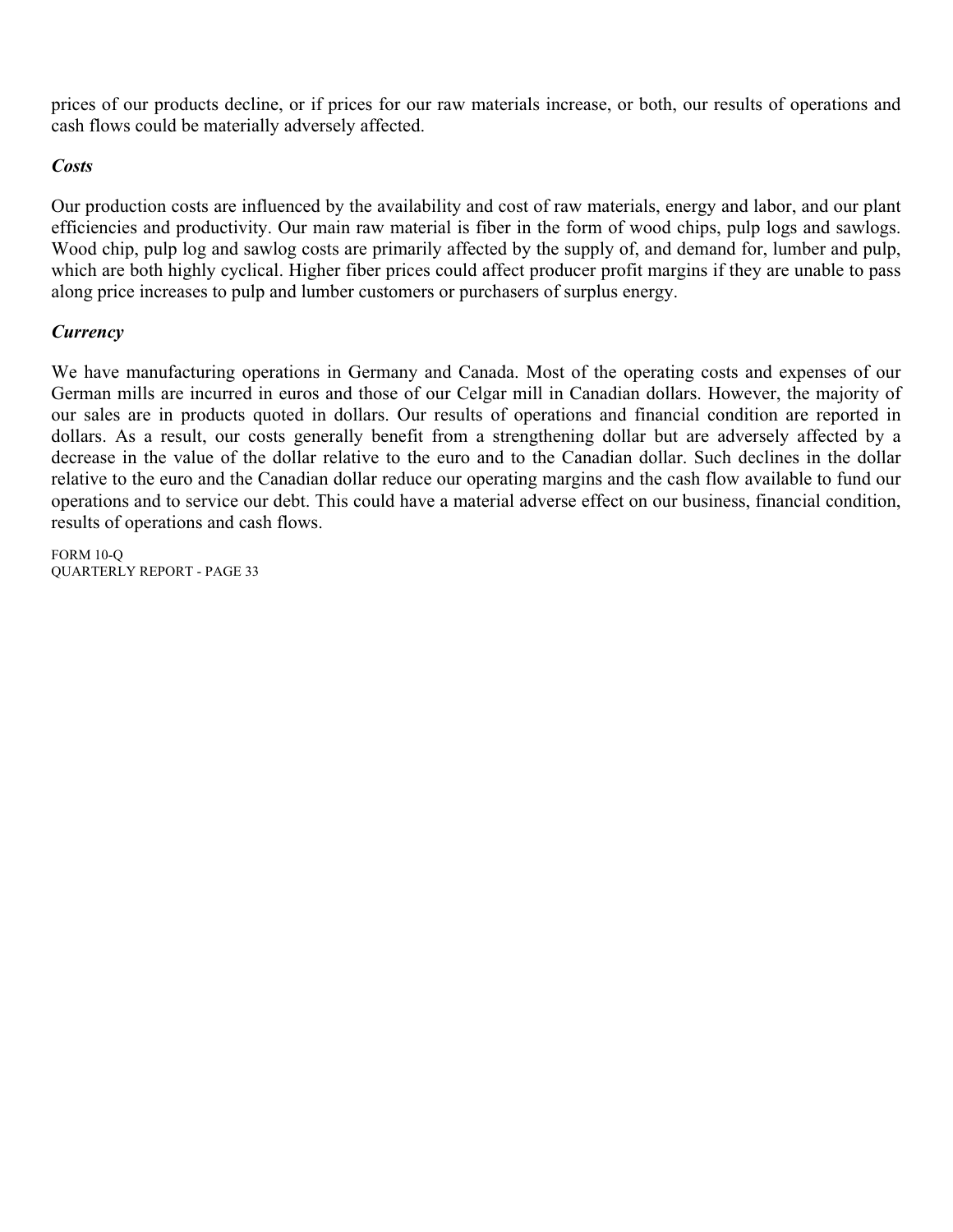prices of our products decline, or if prices for our raw materials increase, or both, our results of operations and cash flows could be materially adversely affected.

### *Costs*

Our production costs are influenced by the availability and cost of raw materials, energy and labor, and our plant efficiencies and productivity. Our main raw material is fiber in the form of wood chips, pulp logs and sawlogs. Wood chip, pulp log and sawlog costs are primarily affected by the supply of, and demand for, lumber and pulp, which are both highly cyclical. Higher fiber prices could affect producer profit margins if they are unable to pass along price increases to pulp and lumber customers or purchasers of surplus energy.

### *Currency*

We have manufacturing operations in Germany and Canada. Most of the operating costs and expenses of our German mills are incurred in euros and those of our Celgar mill in Canadian dollars. However, the majority of our sales are in products quoted in dollars. Our results of operations and financial condition are reported in dollars. As a result, our costs generally benefit from a strengthening dollar but are adversely affected by a decrease in the value of the dollar relative to the euro and to the Canadian dollar. Such declines in the dollar relative to the euro and the Canadian dollar reduce our operating margins and the cash flow available to fund our operations and to service our debt. This could have a material adverse effect on our business, financial condition, results of operations and cash flows.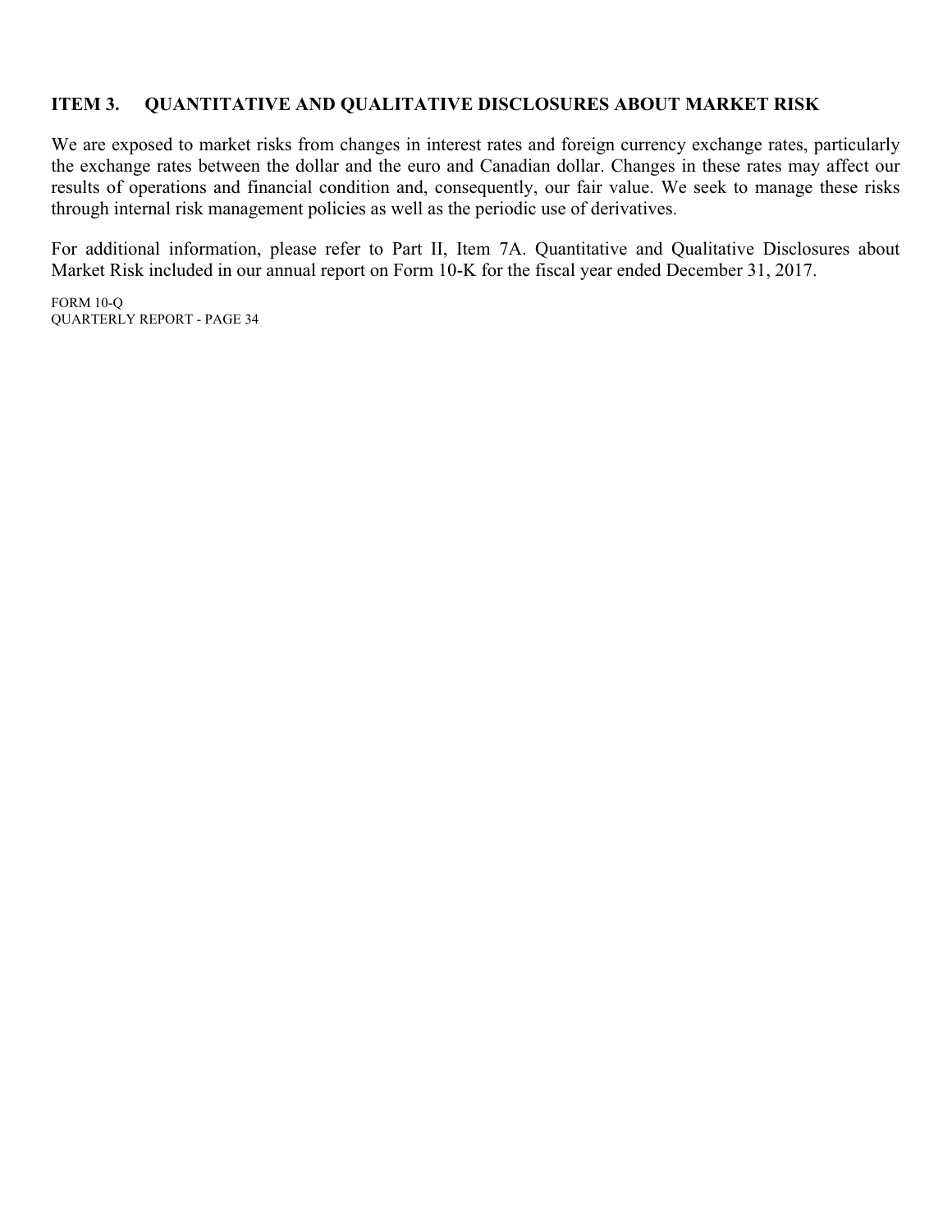## ITEM 3. QUANTITATIVE AND QUALITATIVE DISCLOSURES ABOUT MARKET RISK

We are exposed to market risks from changes in interest rates and foreign currency exchange rates, particularly the exchange rates between the dollar and the euro and Canadian dollar. Changes in these rates may affect our results of operations and financial condition and, consequently, our fair value. We seek to manage these risks through internal risk management policies as well as the periodic use of derivatives.

For additional information, please refer to Part II, Item 7A. Quantitative and Qualitative Disclosures about Market Risk included in our annual report on Form 10-K for the fiscal year ended December 31, 2017.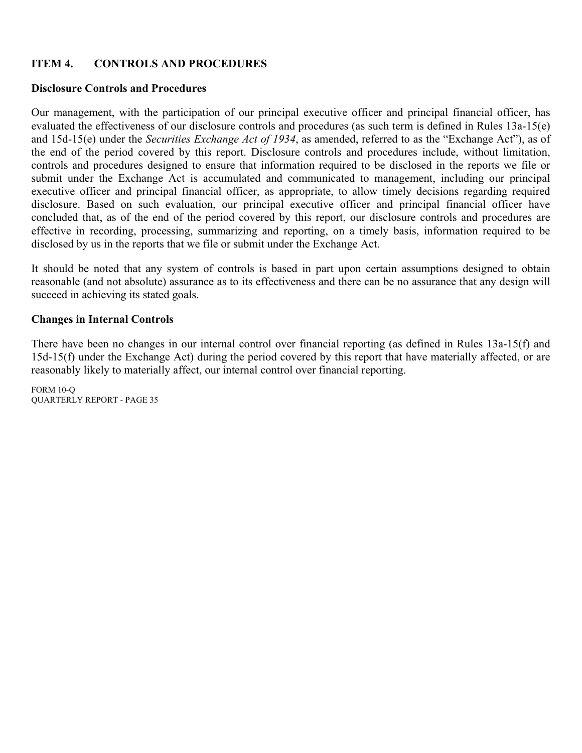## ITEM 4. CONTROLS AND PROCEDURES

### Disclosure Controls and Procedures

Our management, with the participation of our principal executive officer and principal financial officer, has evaluated the effectiveness of our disclosure controls and procedures (as such term is defined in Rules 13a-15(e) and 15d-15(e) under the *Securities Exchange Act of 1934*, as amended, referred to as the "Exchange Act"), as of the end of the period covered by this report. Disclosure controls and procedures include, without limitation, controls and procedures designed to ensure that information required to be disclosed in the reports we file or submit under the Exchange Act is accumulated and communicated to management, including our principal executive officer and principal financial officer, as appropriate, to allow timely decisions regarding required disclosure. Based on such evaluation, our principal executive officer and principal financial officer have concluded that, as of the end of the period covered by this report, our disclosure controls and procedures are effective in recording, processing, summarizing and reporting, on a timely basis, information required to be disclosed by us in the reports that we file or submit under the Exchange Act.

It should be noted that any system of controls is based in part upon certain assumptions designed to obtain reasonable (and not absolute) assurance as to its effectiveness and there can be no assurance that any design will succeed in achieving its stated goals.

### Changes in Internal Controls

There have been no changes in our internal control over financial reporting (as defined in Rules 13a-15(f) and 15d-15(f) under the Exchange Act) during the period covered by this report that have materially affected, or are reasonably likely to materially affect, our internal control over financial reporting.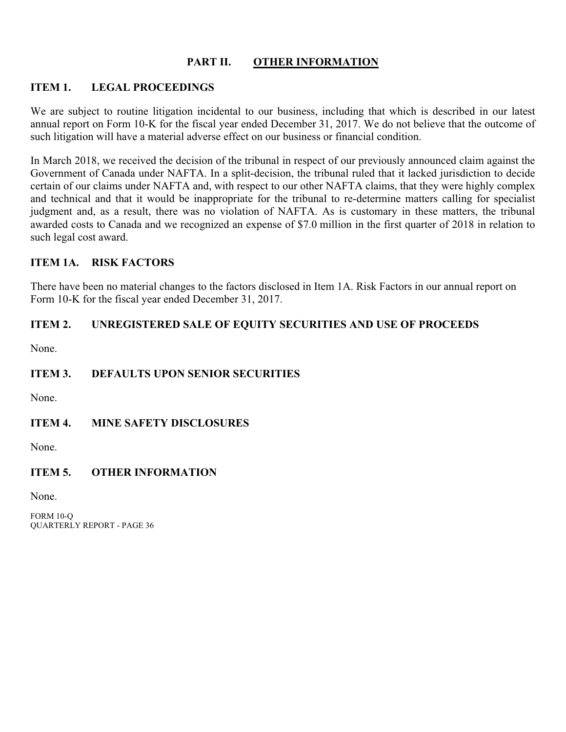# PART II. OTHER INFORMATION

## ITEM 1. LEGAL PROCEEDINGS

We are subject to routine litigation incidental to our business, including that which is described in our latest annual report on Form 10-K for the fiscal year ended December 31, 2017. We do not believe that the outcome of such litigation will have a material adverse effect on our business or financial condition.

In March 2018, we received the decision of the tribunal in respect of our previously announced claim against the Government of Canada under NAFTA. In a split-decision, the tribunal ruled that it lacked jurisdiction to decide certain of our claims under NAFTA and, with respect to our other NAFTA claims, that they were highly complex and technical and that it would be inappropriate for the tribunal to re-determine matters calling for specialist judgment and, as a result, there was no violation of NAFTA. As is customary in these matters, the tribunal awarded costs to Canada and we recognized an expense of $7.0 million in the first quarter of 2018 in relation to such legal cost award.

## ITEM 1A. RISK FACTORS

There have been no material changes to the factors disclosed in Item 1A. Risk Factors in our annual report on Form 10-K for the fiscal year ended December 31, 2017.

## ITEM 2. UNREGISTERED SALE OF EQUITY SECURITIES AND USE OF PROCEEDS

None.

## ITEM 3. DEFAULTS UPON SENIOR SECURITIES

None.

## ITEM 4. MINE SAFETY DISCLOSURES

None.

## ITEM 5. OTHER INFORMATION

None.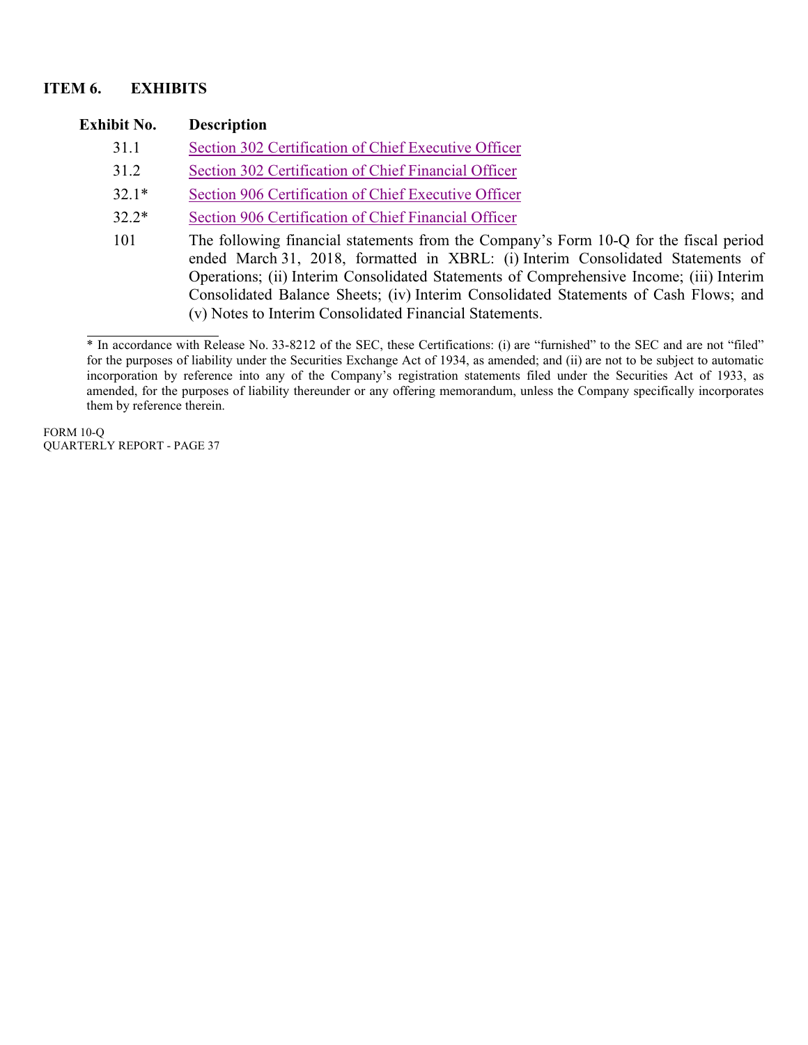## ITEM 6. EXHIBITS

| Exhibit No. | Description |
|---|---|
| 31.1 | Section 302 Certification of Chief Executive Officer |
| 31.2 | Section 302 Certification of Chief Financial Officer |
| 32.1* | Section 906 Certification of Chief Executive Officer |
| 32.2* | Section 906 Certification of Chief Financial Officer |
| 101 | The following financial statements from the Company's Form 10-Q for the fiscal period ended March 31, 2018, formatted in XBRL: (i) Interim Consolidated Statements of Operations; (ii) Interim Consolidated Statements of Comprehensive Income; (iii) Interim Consolidated Balance Sheets; (iv) Interim Consolidated Statements of Cash Flows; and (v) Notes to Interim Consolidated Financial Statements. |

* In accordance with Release No. 33-8212 of the SEC, these Certifications: (i) are "furnished" to the SEC and are not "filed" for the purposes of liability under the Securities Exchange Act of 1934, as amended; and (ii) are not to be subject to automatic incorporation by reference into any of the Company's registration statements filed under the Securities Act of 1933, as amended, for the purposes of liability thereunder or any offering memorandum, unless the Company specifically incorporates them by reference therein.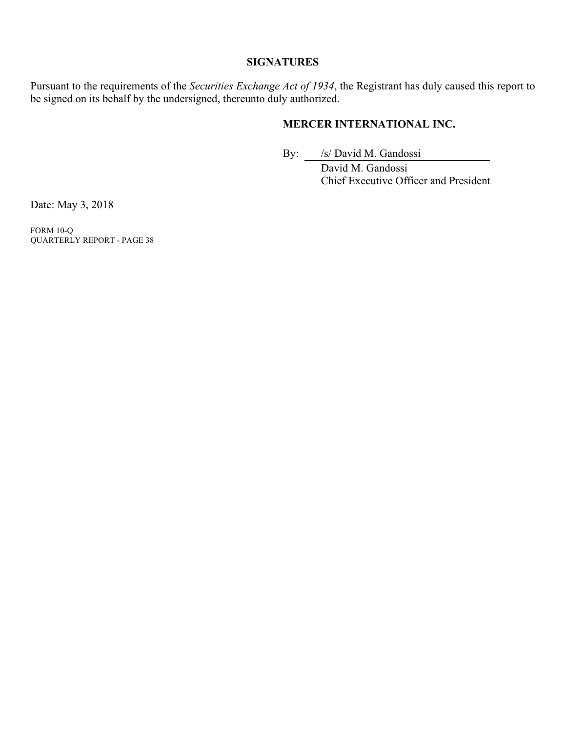## SIGNATURES

Pursuant to the requirements of the *Securities Exchange Act of 1934*, the Registrant has duly caused this report to be signed on its behalf by the undersigned, thereunto duly authorized.

**MERCER INTERNATIONAL INC.**

By: /s/ David M. Gandossi

David M. Gandossi
Chief Executive Officer and President

Date: May 3, 2018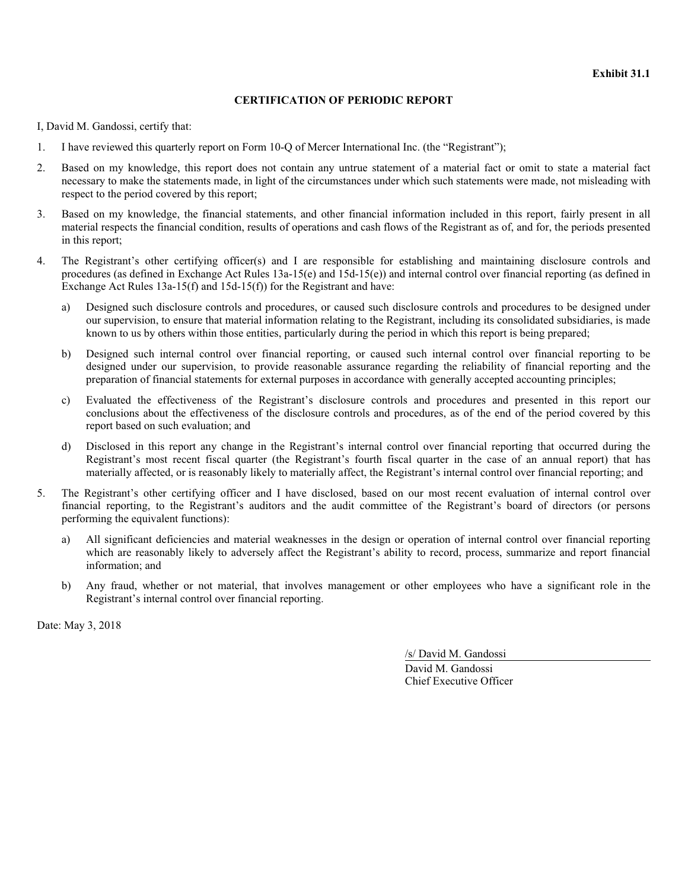**Exhibit 31.1**

**CERTIFICATION OF PERIODIC REPORT**

I, David M. Gandossi, certify that:

1. I have reviewed this quarterly report on Form 10-Q of Mercer International Inc. (the "Registrant");

2. Based on my knowledge, this report does not contain any untrue statement of a material fact or omit to state a material fact necessary to make the statements made, in light of the circumstances under which such statements were made, not misleading with respect to the period covered by this report;

3. Based on my knowledge, the financial statements, and other financial information included in this report, fairly present in all material respects the financial condition, results of operations and cash flows of the Registrant as of, and for, the periods presented in this report;

4. The Registrant's other certifying officer(s) and I are responsible for establishing and maintaining disclosure controls and procedures (as defined in Exchange Act Rules 13a-15(e) and 15d-15(e)) and internal control over financial reporting (as defined in Exchange Act Rules 13a-15(f) and 15d-15(f)) for the Registrant and have:

   a) Designed such disclosure controls and procedures, or caused such disclosure controls and procedures to be designed under our supervision, to ensure that material information relating to the Registrant, including its consolidated subsidiaries, is made known to us by others within those entities, particularly during the period in which this report is being prepared;

   b) Designed such internal control over financial reporting, or caused such internal control over financial reporting to be designed under our supervision, to provide reasonable assurance regarding the reliability of financial reporting and the preparation of financial statements for external purposes in accordance with generally accepted accounting principles;

   c) Evaluated the effectiveness of the Registrant's disclosure controls and procedures and presented in this report our conclusions about the effectiveness of the disclosure controls and procedures, as of the end of the period covered by this report based on such evaluation; and

   d) Disclosed in this report any change in the Registrant's internal control over financial reporting that occurred during the Registrant's most recent fiscal quarter (the Registrant's fourth fiscal quarter in the case of an annual report) that has materially affected, or is reasonably likely to materially affect, the Registrant's internal control over financial reporting; and

5. The Registrant's other certifying officer and I have disclosed, based on our most recent evaluation of internal control over financial reporting, to the Registrant's auditors and the audit committee of the Registrant's board of directors (or persons performing the equivalent functions):

   a) All significant deficiencies and material weaknesses in the design or operation of internal control over financial reporting which are reasonably likely to adversely affect the Registrant's ability to record, process, summarize and report financial information; and

   b) Any fraud, whether or not material, that involves management or other employees who have a significant role in the Registrant's internal control over financial reporting.

Date: May 3, 2018

/s/ David M. Gandossi

David M. Gandossi
Chief Executive Officer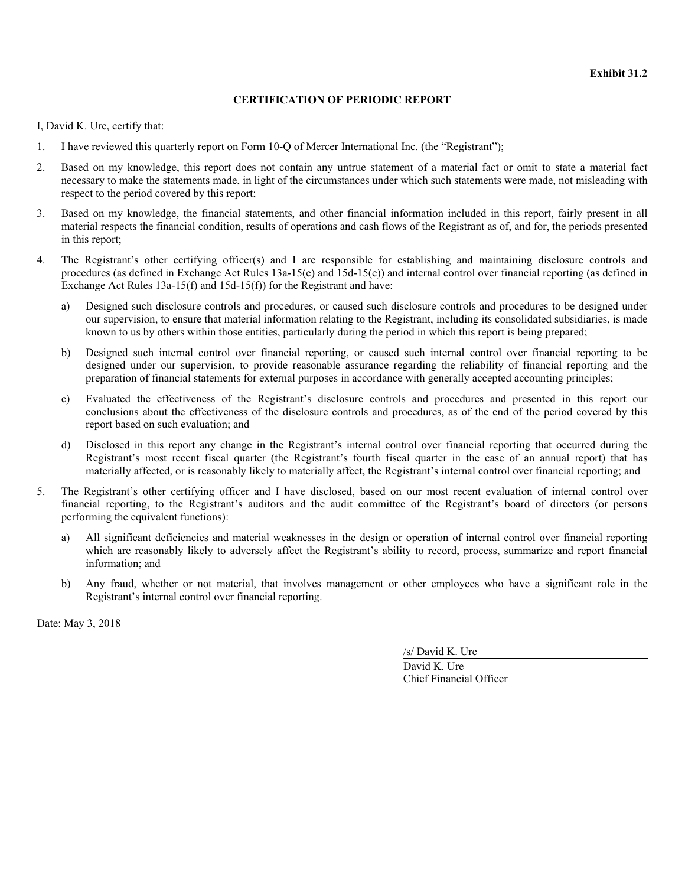**Exhibit 31.2**

## CERTIFICATION OF PERIODIC REPORT

I, David K. Ure, certify that:

1. I have reviewed this quarterly report on Form 10-Q of Mercer International Inc. (the "Registrant");
2. Based on my knowledge, this report does not contain any untrue statement of a material fact or omit to state a material fact necessary to make the statements made, in light of the circumstances under which such statements were made, not misleading with respect to the period covered by this report;
3. Based on my knowledge, the financial statements, and other financial information included in this report, fairly present in all material respects the financial condition, results of operations and cash flows of the Registrant as of, and for, the periods presented in this report;
4. The Registrant's other certifying officer(s) and I are responsible for establishing and maintaining disclosure controls and procedures (as defined in Exchange Act Rules 13a-15(e) and 15d-15(e)) and internal control over financial reporting (as defined in Exchange Act Rules 13a-15(f) and 15d-15(f)) for the Registrant and have:
   a) Designed such disclosure controls and procedures, or caused such disclosure controls and procedures to be designed under our supervision, to ensure that material information relating to the Registrant, including its consolidated subsidiaries, is made known to us by others within those entities, particularly during the period in which this report is being prepared;
   b) Designed such internal control over financial reporting, or caused such internal control over financial reporting to be designed under our supervision, to provide reasonable assurance regarding the reliability of financial reporting and the preparation of financial statements for external purposes in accordance with generally accepted accounting principles;
   c) Evaluated the effectiveness of the Registrant's disclosure controls and procedures and presented in this report our conclusions about the effectiveness of the disclosure controls and procedures, as of the end of the period covered by this report based on such evaluation; and
   d) Disclosed in this report any change in the Registrant's internal control over financial reporting that occurred during the Registrant's most recent fiscal quarter (the Registrant's fourth fiscal quarter in the case of an annual report) that has materially affected, or is reasonably likely to materially affect, the Registrant's internal control over financial reporting; and
5. The Registrant's other certifying officer and I have disclosed, based on our most recent evaluation of internal control over financial reporting, to the Registrant's auditors and the audit committee of the Registrant's board of directors (or persons performing the equivalent functions):
   a) All significant deficiencies and material weaknesses in the design or operation of internal control over financial reporting which are reasonably likely to adversely affect the Registrant's ability to record, process, summarize and report financial information; and
   b) Any fraud, whether or not material, that involves management or other employees who have a significant role in the Registrant's internal control over financial reporting.

Date: May 3, 2018

/s/ David K. Ure
David K. Ure
Chief Financial Officer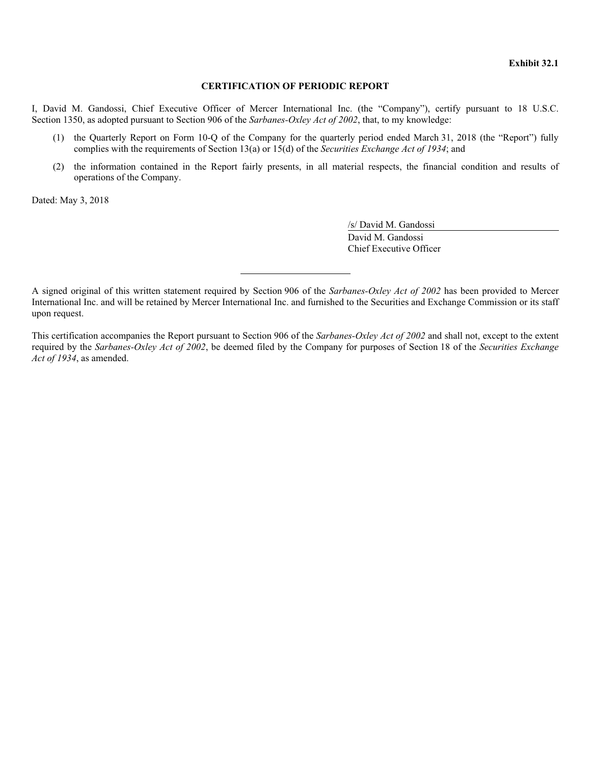**Exhibit 32.1**

**CERTIFICATION OF PERIODIC REPORT**

I, David M. Gandossi, Chief Executive Officer of Mercer International Inc. (the "Company"), certify pursuant to 18 U.S.C. Section 1350, as adopted pursuant to Section 906 of the *Sarbanes-Oxley Act of 2002*, that, to my knowledge:

(1) the Quarterly Report on Form 10-Q of the Company for the quarterly period ended March 31, 2018 (the "Report") fully complies with the requirements of Section 13(a) or 15(d) of the *Securities Exchange Act of 1934*; and

(2) the information contained in the Report fairly presents, in all material respects, the financial condition and results of operations of the Company.

Dated: May 3, 2018

/s/ David M. Gandossi

David M. Gandossi
Chief Executive Officer

---

A signed original of this written statement required by Section 906 of the *Sarbanes-Oxley Act of 2002* has been provided to Mercer International Inc. and will be retained by Mercer International Inc. and furnished to the Securities and Exchange Commission or its staff upon request.

This certification accompanies the Report pursuant to Section 906 of the *Sarbanes-Oxley Act of 2002* and shall not, except to the extent required by the *Sarbanes-Oxley Act of 2002*, be deemed filed by the Company for purposes of Section 18 of the *Securities Exchange Act of 1934*, as amended.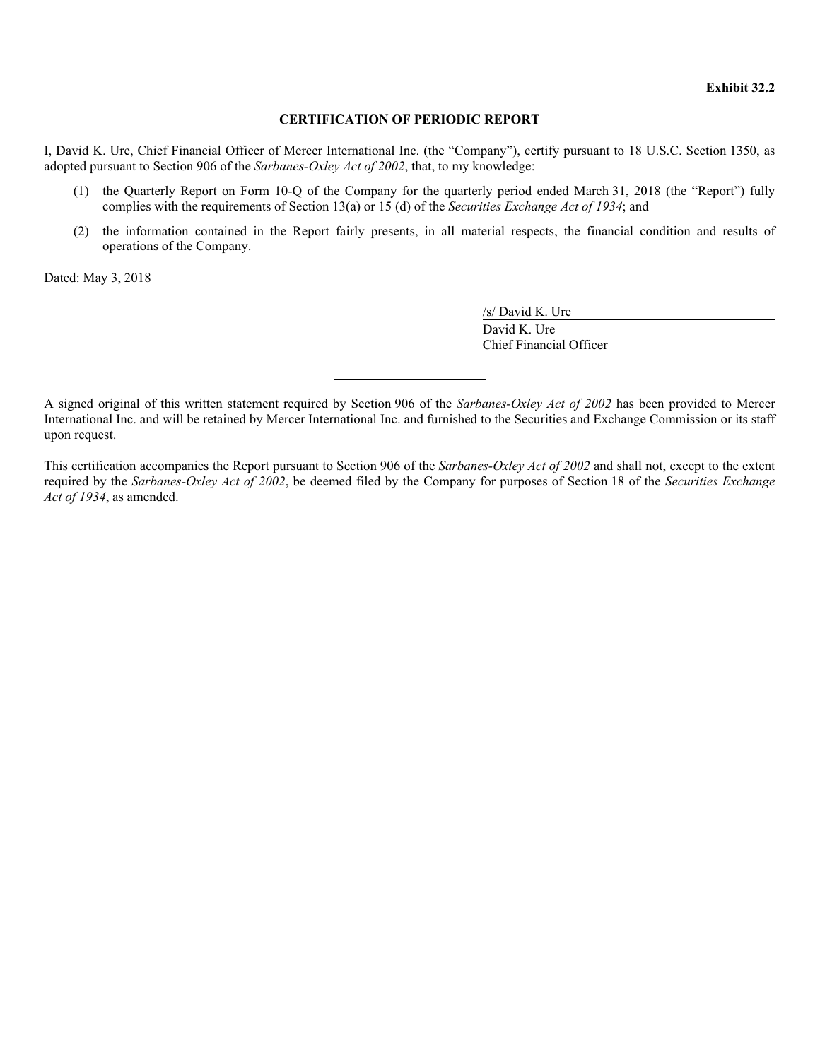**Exhibit 32.2**

**CERTIFICATION OF PERIODIC REPORT**

I, David K. Ure, Chief Financial Officer of Mercer International Inc. (the "Company"), certify pursuant to 18 U.S.C. Section 1350, as adopted pursuant to Section 906 of the *Sarbanes-Oxley Act of 2002*, that, to my knowledge:

(1) the Quarterly Report on Form 10-Q of the Company for the quarterly period ended March 31, 2018 (the "Report") fully complies with the requirements of Section 13(a) or 15 (d) of the *Securities Exchange Act of 1934*; and

(2) the information contained in the Report fairly presents, in all material respects, the financial condition and results of operations of the Company.

Dated: May 3, 2018

/s/ David K. Ure
David K. Ure
Chief Financial Officer

---

A signed original of this written statement required by Section 906 of the *Sarbanes-Oxley Act of 2002* has been provided to Mercer International Inc. and will be retained by Mercer International Inc. and furnished to the Securities and Exchange Commission or its staff upon request.

This certification accompanies the Report pursuant to Section 906 of the *Sarbanes-Oxley Act of 2002* and shall not, except to the extent required by the *Sarbanes-Oxley Act of 2002*, be deemed filed by the Company for purposes of Section 18 of the *Securities Exchange Act of 1934*, as amended.